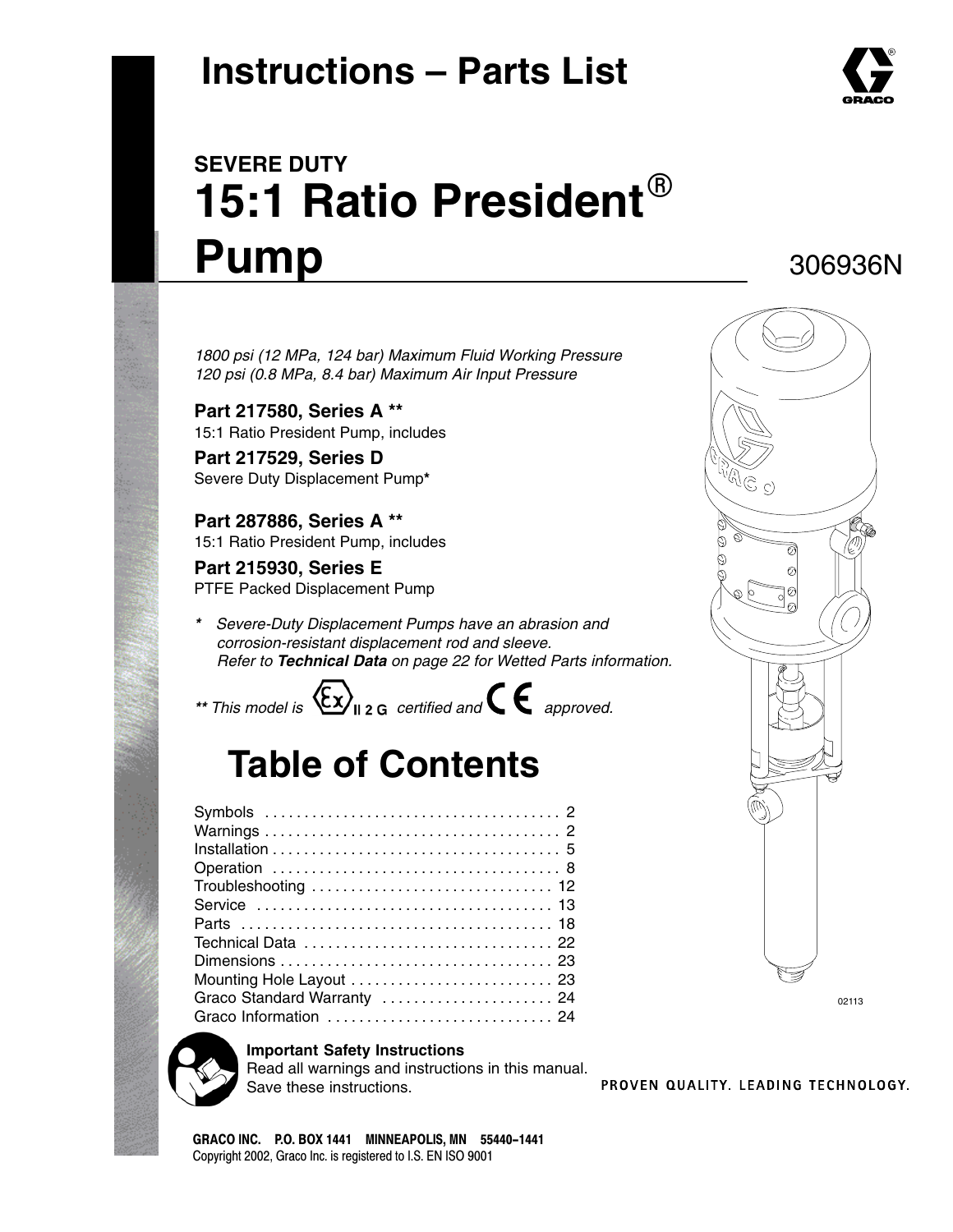# Instructions – Parts List

## SEVERE DUTY
# 15:1 Ratio President® Pump

306936N

*1800 psi (12 MPa, 124 bar) Maximum Fluid Working Pressure*
*120 psi (0.8 MPa, 8.4 bar) Maximum Air Input Pressure*

**Part 217580, Series A \*\***
15:1 Ratio President Pump, includes

**Part 217529, Series D**
Severe Duty Displacement Pump*

**Part 287886, Series A \*\***
15:1 Ratio President Pump, includes

**Part 215930, Series E**
PTFE Packed Displacement Pump

\* *Severe-Duty Displacement Pumps have an abrasion and corrosion-resistant displacement rod and sleeve. Refer to **Technical Data** on page 22 for Wetted Parts information.*

*\*\* This model is Ex II 2 G certified and CE approved.*

02113

## Table of Contents

| | |
|---|---|
| Symbols | 2 |
| Warnings | 2 |
| Installation | 5 |
| Operation | 8 |
| Troubleshooting | 12 |
| Service | 13 |
| Parts | 18 |
| Technical Data | 22 |
| Dimensions | 23 |
| Mounting Hole Layout | 23 |
| Graco Standard Warranty | 24 |
| Graco Information | 24 |

**Important Safety Instructions**
Read all warnings and instructions in this manual.
Save these instructions.

PROVEN QUALITY. LEADING TECHNOLOGY.

**GRACO INC. P.O. BOX 1441 MINNEAPOLIS, MN 55440–1441**
Copyright 2002, Graco Inc. is registered to I.S. EN ISO 9001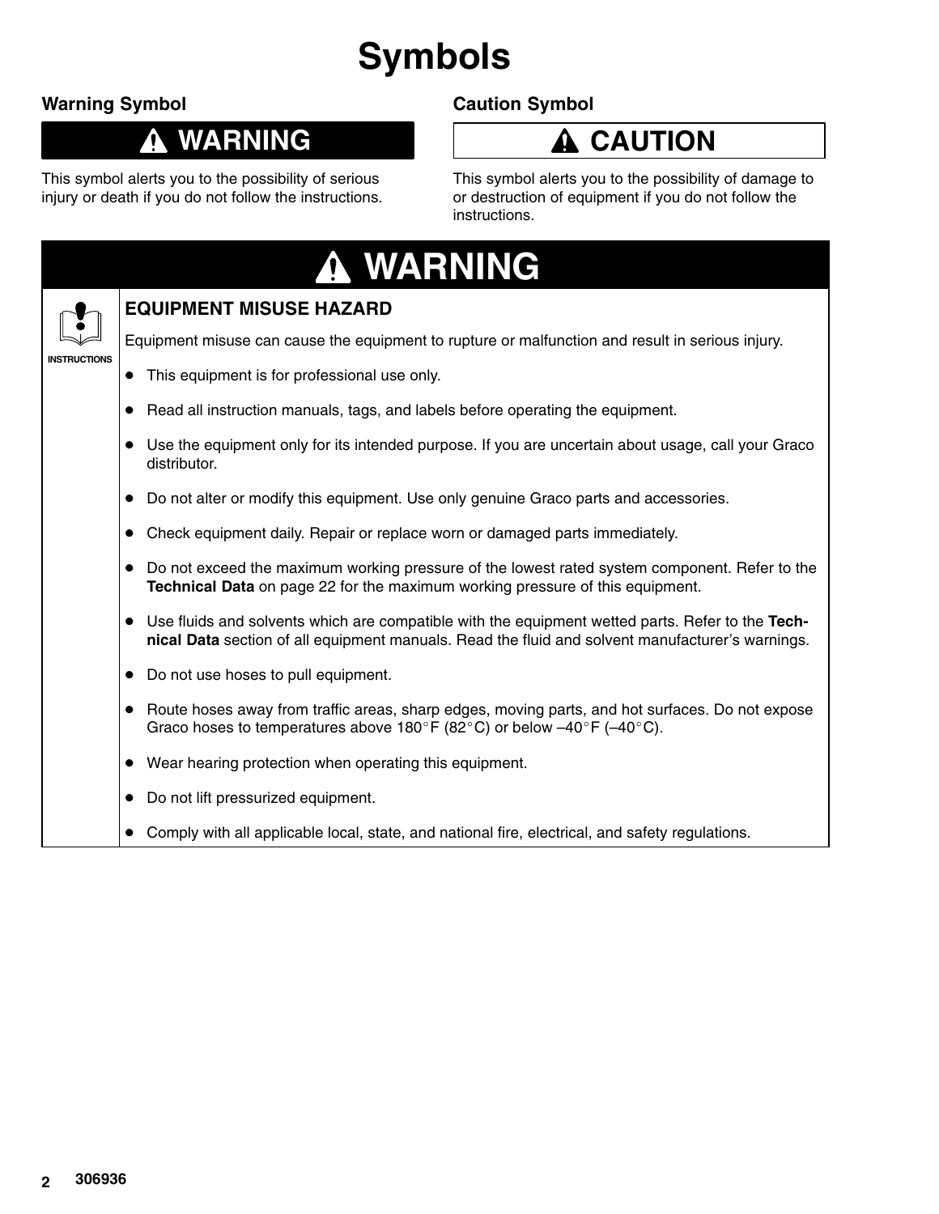# Symbols

### Warning Symbol

**⚠ WARNING**

This symbol alerts you to the possibility of serious injury or death if you do not follow the instructions.

### Caution Symbol

**⚠ CAUTION**

This symbol alerts you to the possibility of damage to or destruction of equipment if you do not follow the instructions.

## ⚠ WARNING

INSTRUCTIONS

**EQUIPMENT MISUSE HAZARD**

Equipment misuse can cause the equipment to rupture or malfunction and result in serious injury.

- This equipment is for professional use only.
- Read all instruction manuals, tags, and labels before operating the equipment.
- Use the equipment only for its intended purpose. If you are uncertain about usage, call your Graco distributor.
- Do not alter or modify this equipment. Use only genuine Graco parts and accessories.
- Check equipment daily. Repair or replace worn or damaged parts immediately.
- Do not exceed the maximum working pressure of the lowest rated system component. Refer to the **Technical Data** on page 22 for the maximum working pressure of this equipment.
- Use fluids and solvents which are compatible with the equipment wetted parts. Refer to the **Technical Data** section of all equipment manuals. Read the fluid and solvent manufacturer's warnings.
- Do not use hoses to pull equipment.
- Route hoses away from traffic areas, sharp edges, moving parts, and hot surfaces. Do not expose Graco hoses to temperatures above 180°F (82°C) or below –40°F (–40°C).
- Wear hearing protection when operating this equipment.
- Do not lift pressurized equipment.
- Comply with all applicable local, state, and national fire, electrical, and safety regulations.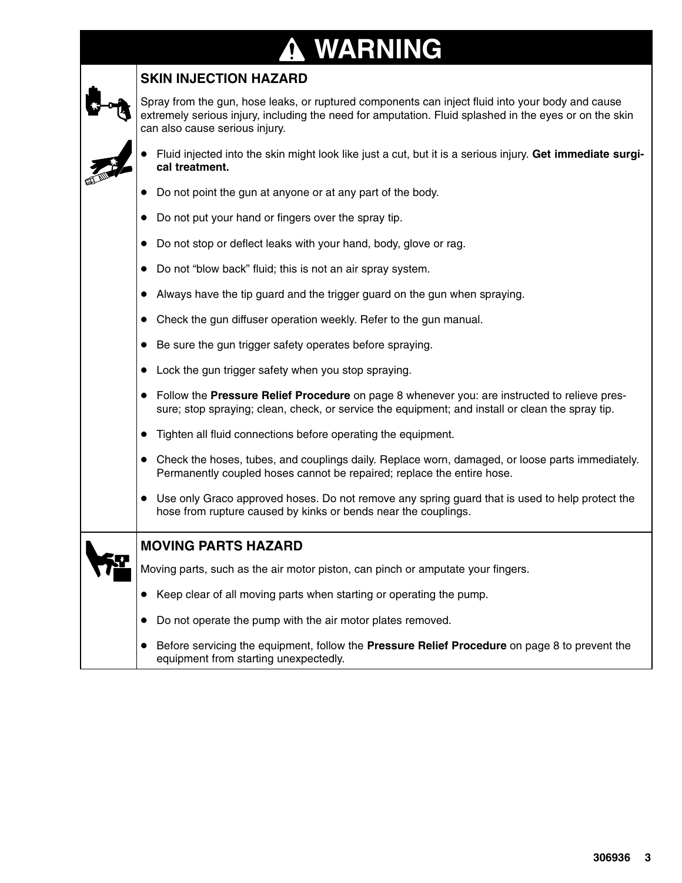# ⚠ WARNING

## SKIN INJECTION HAZARD

Spray from the gun, hose leaks, or ruptured components can inject fluid into your body and cause extremely serious injury, including the need for amputation. Fluid splashed in the eyes or on the skin can also cause serious injury.

- Fluid injected into the skin might look like just a cut, but it is a serious injury. **Get immediate surgical treatment.**
- Do not point the gun at anyone or at any part of the body.
- Do not put your hand or fingers over the spray tip.
- Do not stop or deflect leaks with your hand, body, glove or rag.
- Do not "blow back" fluid; this is not an air spray system.
- Always have the tip guard and the trigger guard on the gun when spraying.
- Check the gun diffuser operation weekly. Refer to the gun manual.
- Be sure the gun trigger safety operates before spraying.
- Lock the gun trigger safety when you stop spraying.
- Follow the **Pressure Relief Procedure** on page 8 whenever you: are instructed to relieve pressure; stop spraying; clean, check, or service the equipment; and install or clean the spray tip.
- Tighten all fluid connections before operating the equipment.
- Check the hoses, tubes, and couplings daily. Replace worn, damaged, or loose parts immediately. Permanently coupled hoses cannot be repaired; replace the entire hose.
- Use only Graco approved hoses. Do not remove any spring guard that is used to help protect the hose from rupture caused by kinks or bends near the couplings.

## MOVING PARTS HAZARD

Moving parts, such as the air motor piston, can pinch or amputate your fingers.

- Keep clear of all moving parts when starting or operating the pump.
- Do not operate the pump with the air motor plates removed.
- Before servicing the equipment, follow the **Pressure Relief Procedure** on page 8 to prevent the equipment from starting unexpectedly.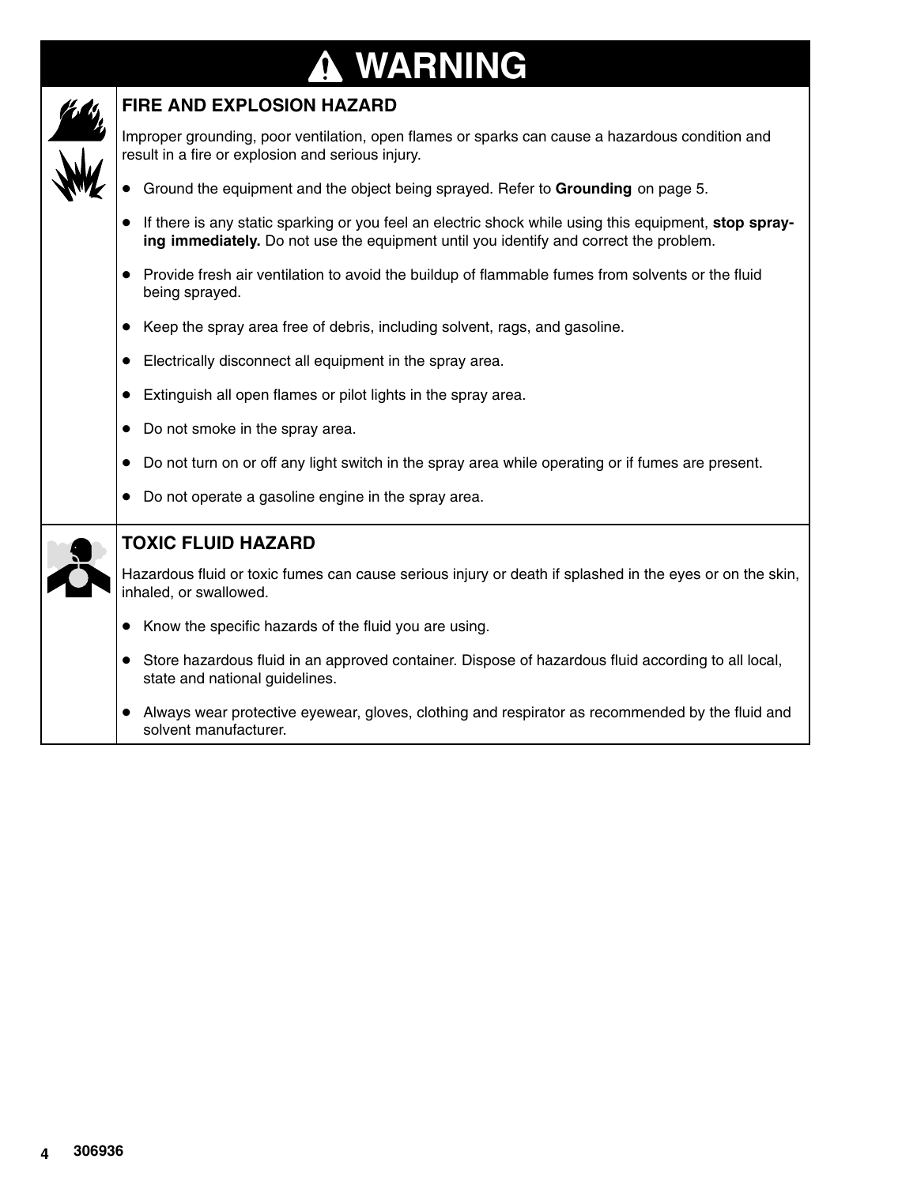# ⚠ WARNING

## FIRE AND EXPLOSION HAZARD

Improper grounding, poor ventilation, open flames or sparks can cause a hazardous condition and result in a fire or explosion and serious injury.

- Ground the equipment and the object being sprayed. Refer to **Grounding** on page 5.
- If there is any static sparking or you feel an electric shock while using this equipment, **stop spraying immediately.** Do not use the equipment until you identify and correct the problem.
- Provide fresh air ventilation to avoid the buildup of flammable fumes from solvents or the fluid being sprayed.
- Keep the spray area free of debris, including solvent, rags, and gasoline.
- Electrically disconnect all equipment in the spray area.
- Extinguish all open flames or pilot lights in the spray area.
- Do not smoke in the spray area.
- Do not turn on or off any light switch in the spray area while operating or if fumes are present.
- Do not operate a gasoline engine in the spray area.

## TOXIC FLUID HAZARD

Hazardous fluid or toxic fumes can cause serious injury or death if splashed in the eyes or on the skin, inhaled, or swallowed.

- Know the specific hazards of the fluid you are using.
- Store hazardous fluid in an approved container. Dispose of hazardous fluid according to all local, state and national guidelines.
- Always wear protective eyewear, gloves, clothing and respirator as recommended by the fluid and solvent manufacturer.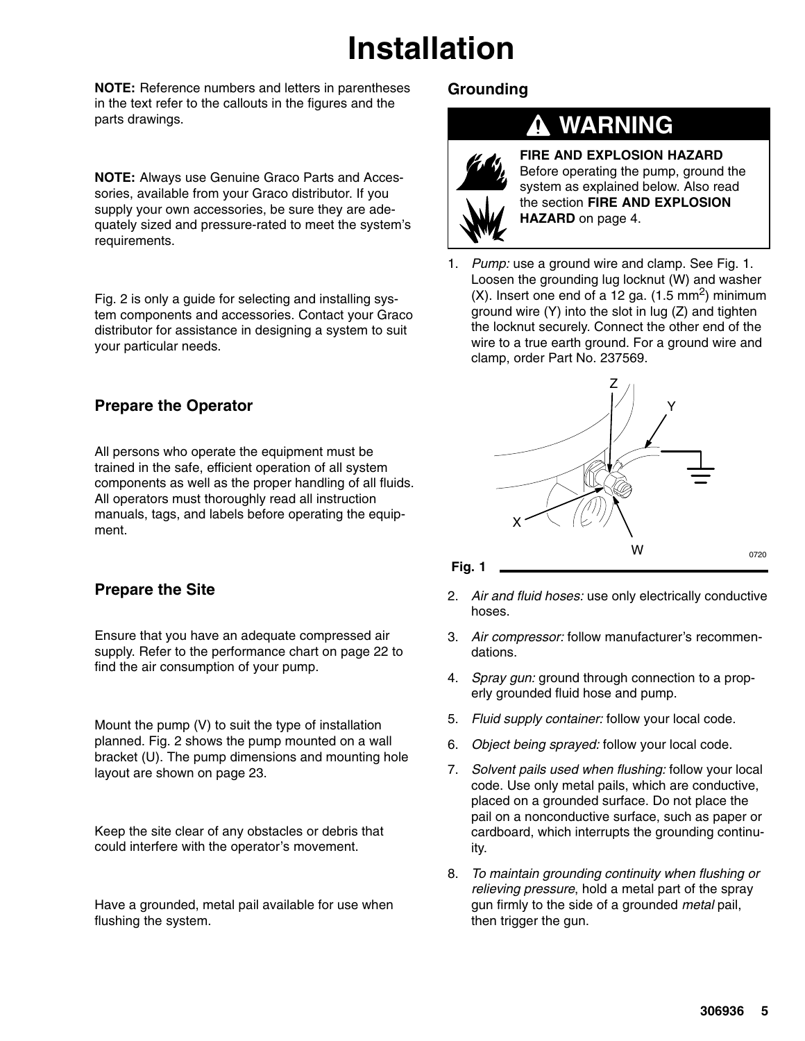# Installation

**NOTE:** Reference numbers and letters in parentheses in the text refer to the callouts in the figures and the parts drawings.

**NOTE:** Always use Genuine Graco Parts and Accessories, available from your Graco distributor. If you supply your own accessories, be sure they are adequately sized and pressure-rated to meet the system's requirements.

Fig. 2 is only a guide for selecting and installing system components and accessories. Contact your Graco distributor for assistance in designing a system to suit your particular needs.

### Prepare the Operator

All persons who operate the equipment must be trained in the safe, efficient operation of all system components as well as the proper handling of all fluids. All operators must thoroughly read all instruction manuals, tags, and labels before operating the equipment.

### Prepare the Site

Ensure that you have an adequate compressed air supply. Refer to the performance chart on page 22 to find the air consumption of your pump.

Mount the pump (V) to suit the type of installation planned. Fig. 2 shows the pump mounted on a wall bracket (U). The pump dimensions and mounting hole layout are shown on page 23.

Keep the site clear of any obstacles or debris that could interfere with the operator's movement.

Have a grounded, metal pail available for use when flushing the system.

### Grounding

**WARNING**

**FIRE AND EXPLOSION HAZARD**
Before operating the pump, ground the system as explained below. Also read the section **FIRE AND EXPLOSION HAZARD** on page 4.

1. *Pump:* use a ground wire and clamp. See Fig. 1. Loosen the grounding lug locknut (W) and washer (X). Insert one end of a 12 ga. (1.5 mm$^2$) minimum ground wire (Y) into the slot in lug (Z) and tighten the locknut securely. Connect the other end of the wire to a true earth ground. For a ground wire and clamp, order Part No. 237569.

Z Y X W 0720

**Fig. 1**

2. *Air and fluid hoses:* use only electrically conductive hoses.
3. *Air compressor:* follow manufacturer's recommendations.
4. *Spray gun:* ground through connection to a properly grounded fluid hose and pump.
5. *Fluid supply container:* follow your local code.
6. *Object being sprayed:* follow your local code.
7. *Solvent pails used when flushing:* follow your local code. Use only metal pails, which are conductive, placed on a grounded surface. Do not place the pail on a nonconductive surface, such as paper or cardboard, which interrupts the grounding continuity.
8. *To maintain grounding continuity when flushing or relieving pressure*, hold a metal part of the spray gun firmly to the side of a grounded *metal* pail, then trigger the gun.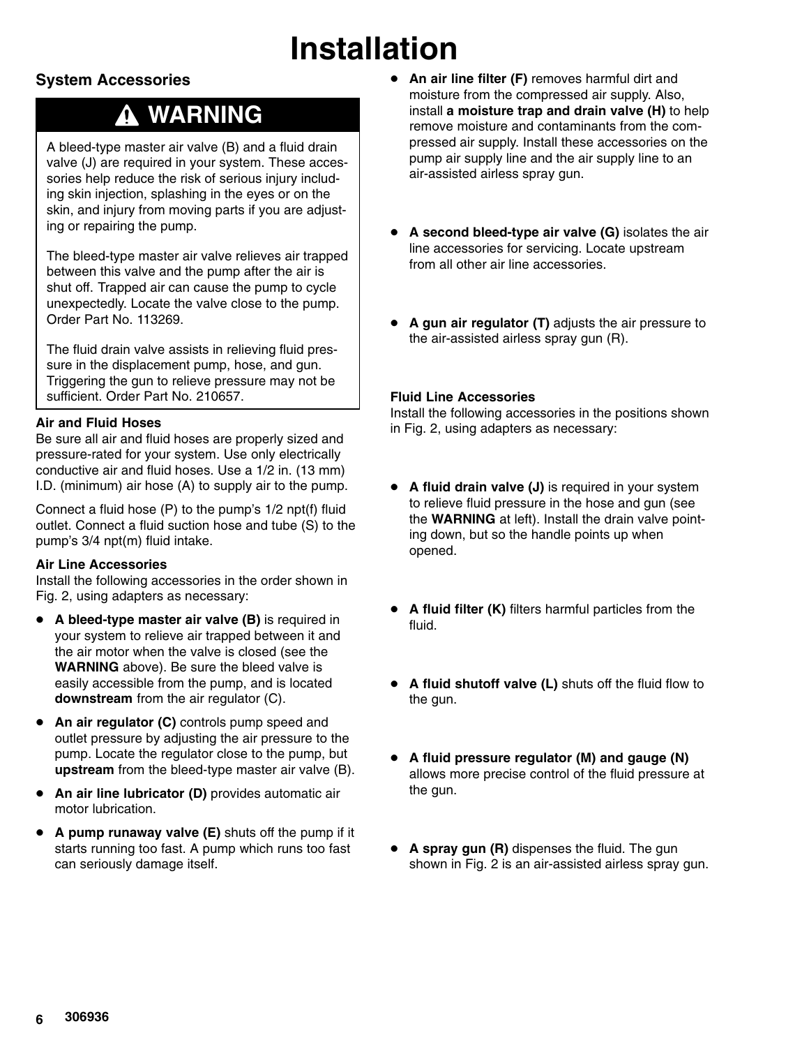# Installation

## System Accessories

### ⚠ WARNING

A bleed-type master air valve (B) and a fluid drain valve (J) are required in your system. These accessories help reduce the risk of serious injury including skin injection, splashing in the eyes or on the skin, and injury from moving parts if you are adjusting or repairing the pump.

The bleed-type master air valve relieves air trapped between this valve and the pump after the air is shut off. Trapped air can cause the pump to cycle unexpectedly. Locate the valve close to the pump. Order Part No. 113269.

The fluid drain valve assists in relieving fluid pressure in the displacement pump, hose, and gun. Triggering the gun to relieve pressure may not be sufficient. Order Part No. 210657.

**Air and Fluid Hoses**

Be sure all air and fluid hoses are properly sized and pressure-rated for your system. Use only electrically conductive air and fluid hoses. Use a 1/2 in. (13 mm) I.D. (minimum) air hose (A) to supply air to the pump.

Connect a fluid hose (P) to the pump's 1/2 npt(f) fluid outlet. Connect a fluid suction hose and tube (S) to the pump's 3/4 npt(m) fluid intake.

**Air Line Accessories**

Install the following accessories in the order shown in Fig. 2, using adapters as necessary:

- **A bleed-type master air valve (B)** is required in your system to relieve air trapped between it and the air motor when the valve is closed (see the **WARNING** above). Be sure the bleed valve is easily accessible from the pump, and is located **downstream** from the air regulator (C).
- **An air regulator (C)** controls pump speed and outlet pressure by adjusting the air pressure to the pump. Locate the regulator close to the pump, but **upstream** from the bleed-type master air valve (B).
- **An air line lubricator (D)** provides automatic air motor lubrication.
- **A pump runaway valve (E)** shuts off the pump if it starts running too fast. A pump which runs too fast can seriously damage itself.
- **An air line filter (F)** removes harmful dirt and moisture from the compressed air supply. Also, install **a moisture trap and drain valve (H)** to help remove moisture and contaminants from the compressed air supply. Install these accessories on the pump air supply line and the air supply line to an air-assisted airless spray gun.
- **A second bleed-type air valve (G)** isolates the air line accessories for servicing. Locate upstream from all other air line accessories.
- **A gun air regulator (T)** adjusts the air pressure to the air-assisted airless spray gun (R).

**Fluid Line Accessories**

Install the following accessories in the positions shown in Fig. 2, using adapters as necessary:

- **A fluid drain valve (J)** is required in your system to relieve fluid pressure in the hose and gun (see the **WARNING** at left). Install the drain valve pointing down, but so the handle points up when opened.
- **A fluid filter (K)** filters harmful particles from the fluid.
- **A fluid shutoff valve (L)** shuts off the fluid flow to the gun.
- **A fluid pressure regulator (M) and gauge (N)** allows more precise control of the fluid pressure at the gun.
- **A spray gun (R)** dispenses the fluid. The gun shown in Fig. 2 is an air-assisted airless spray gun.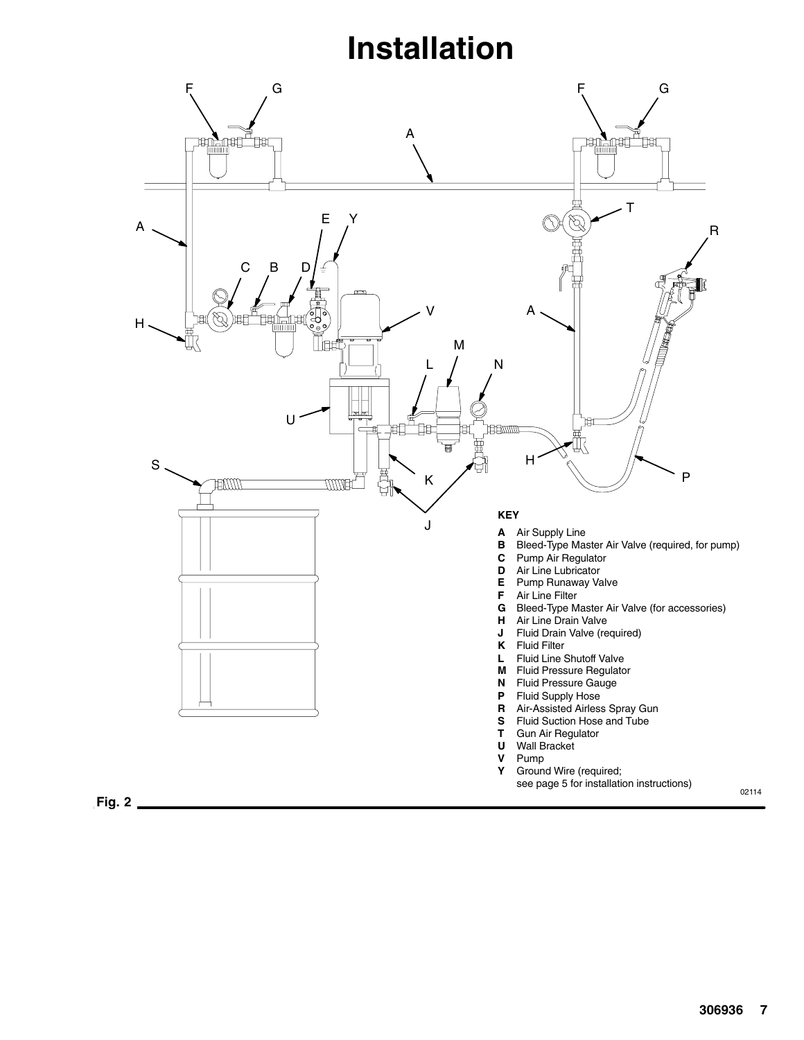# Installation

**KEY**

- **A** Air Supply Line
- **B** Bleed-Type Master Air Valve (required, for pump)
- **C** Pump Air Regulator
- **D** Air Line Lubricator
- **E** Pump Runaway Valve
- **F** Air Line Filter
- **G** Bleed-Type Master Air Valve (for accessories)
- **H** Air Line Drain Valve
- **J** Fluid Drain Valve (required)
- **K** Fluid Filter
- **L** Fluid Line Shutoff Valve
- **M** Fluid Pressure Regulator
- **N** Fluid Pressure Gauge
- **P** Fluid Supply Hose
- **R** Air-Assisted Airless Spray Gun
- **S** Fluid Suction Hose and Tube
- **T** Gun Air Regulator
- **U** Wall Bracket
- **V** Pump
- **Y** Ground Wire (required; see page 5 for installation instructions)

02114

**Fig. 2**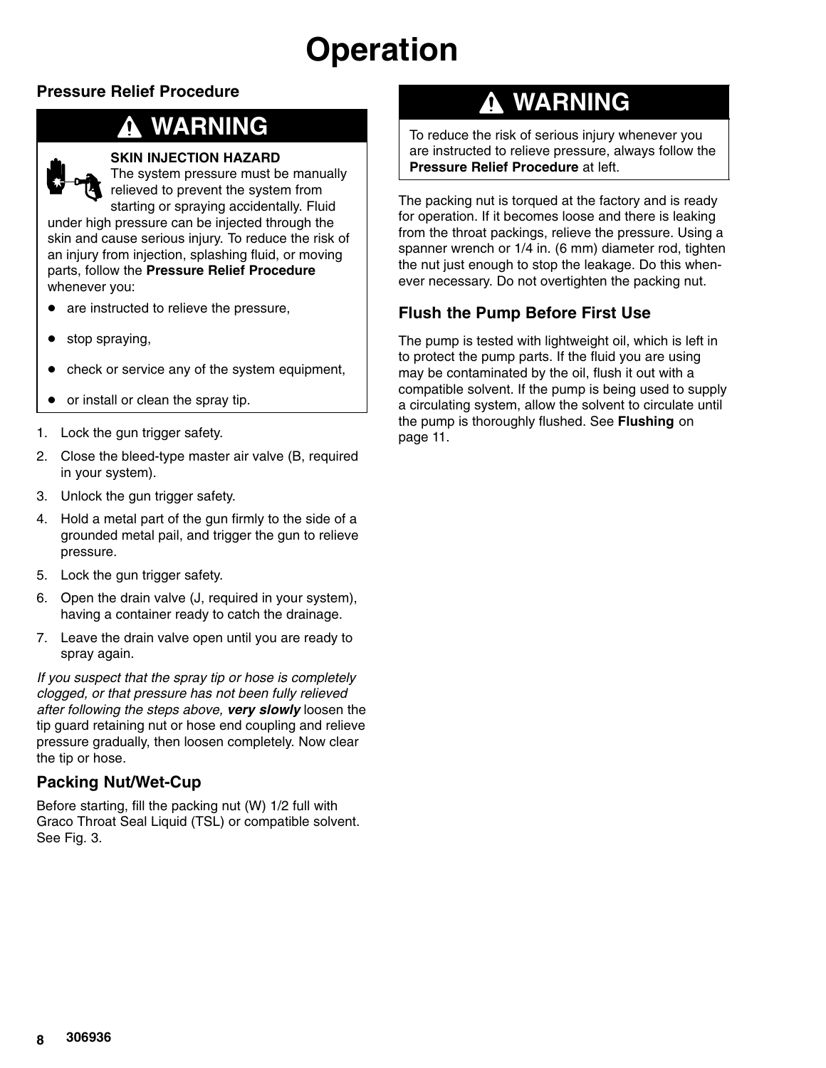# Operation

## Pressure Relief Procedure

**WARNING**

**SKIN INJECTION HAZARD**
The system pressure must be manually relieved to prevent the system from starting or spraying accidentally. Fluid under high pressure can be injected through the skin and cause serious injury. To reduce the risk of an injury from injection, splashing fluid, or moving parts, follow the **Pressure Relief Procedure** whenever you:

- are instructed to relieve the pressure,
- stop spraying,
- check or service any of the system equipment,
- or install or clean the spray tip.

1. Lock the gun trigger safety.
2. Close the bleed-type master air valve (B, required in your system).
3. Unlock the gun trigger safety.
4. Hold a metal part of the gun firmly to the side of a grounded metal pail, and trigger the gun to relieve pressure.
5. Lock the gun trigger safety.
6. Open the drain valve (J, required in your system), having a container ready to catch the drainage.
7. Leave the drain valve open until you are ready to spray again.

*If you suspect that the spray tip or hose is completely clogged, or that pressure has not been fully relieved after following the steps above,* ***very slowly*** loosen the tip guard retaining nut or hose end coupling and relieve pressure gradually, then loosen completely. Now clear the tip or hose.

## Packing Nut/Wet-Cup

Before starting, fill the packing nut (W) 1/2 full with Graco Throat Seal Liquid (TSL) or compatible solvent. See Fig. 3.

**WARNING**

To reduce the risk of serious injury whenever you are instructed to relieve pressure, always follow the **Pressure Relief Procedure** at left.

The packing nut is torqued at the factory and is ready for operation. If it becomes loose and there is leaking from the throat packings, relieve the pressure. Using a spanner wrench or 1/4 in. (6 mm) diameter rod, tighten the nut just enough to stop the leakage. Do this whenever necessary. Do not overtighten the packing nut.

## Flush the Pump Before First Use

The pump is tested with lightweight oil, which is left in to protect the pump parts. If the fluid you are using may be contaminated by the oil, flush it out with a compatible solvent. If the pump is being used to supply a circulating system, allow the solvent to circulate until the pump is thoroughly flushed. See **Flushing** on page 11.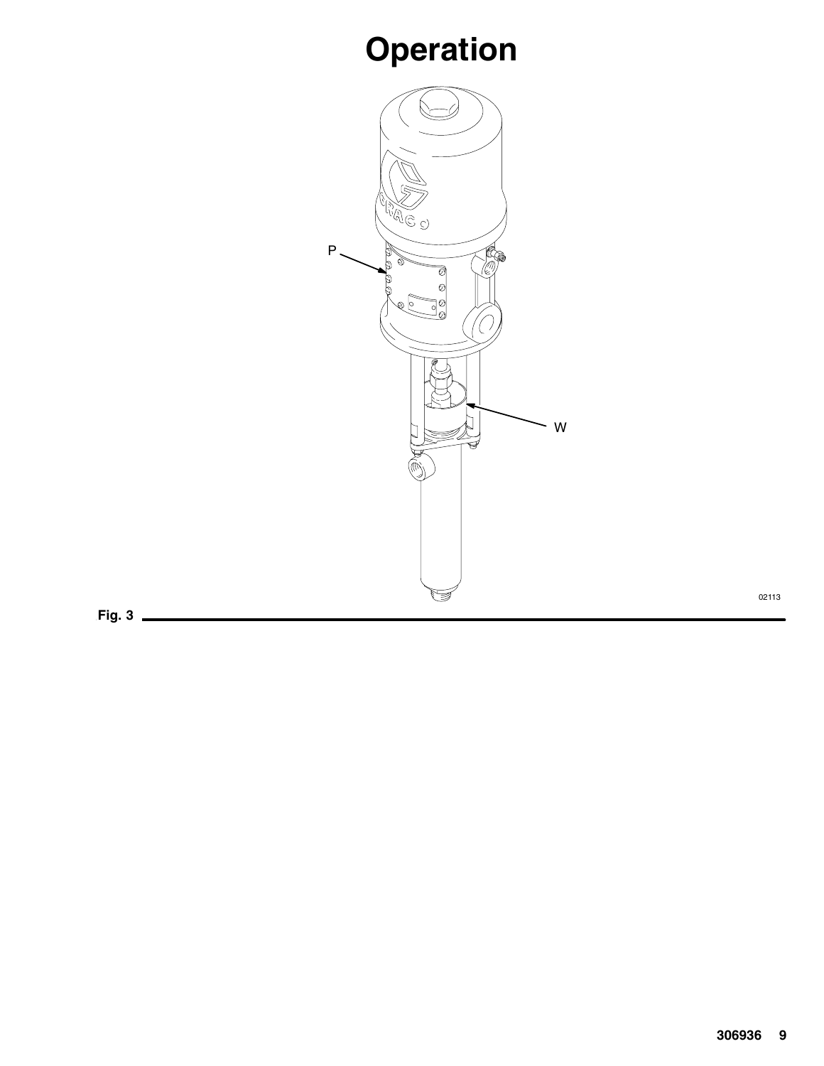# Operation

Fig. 3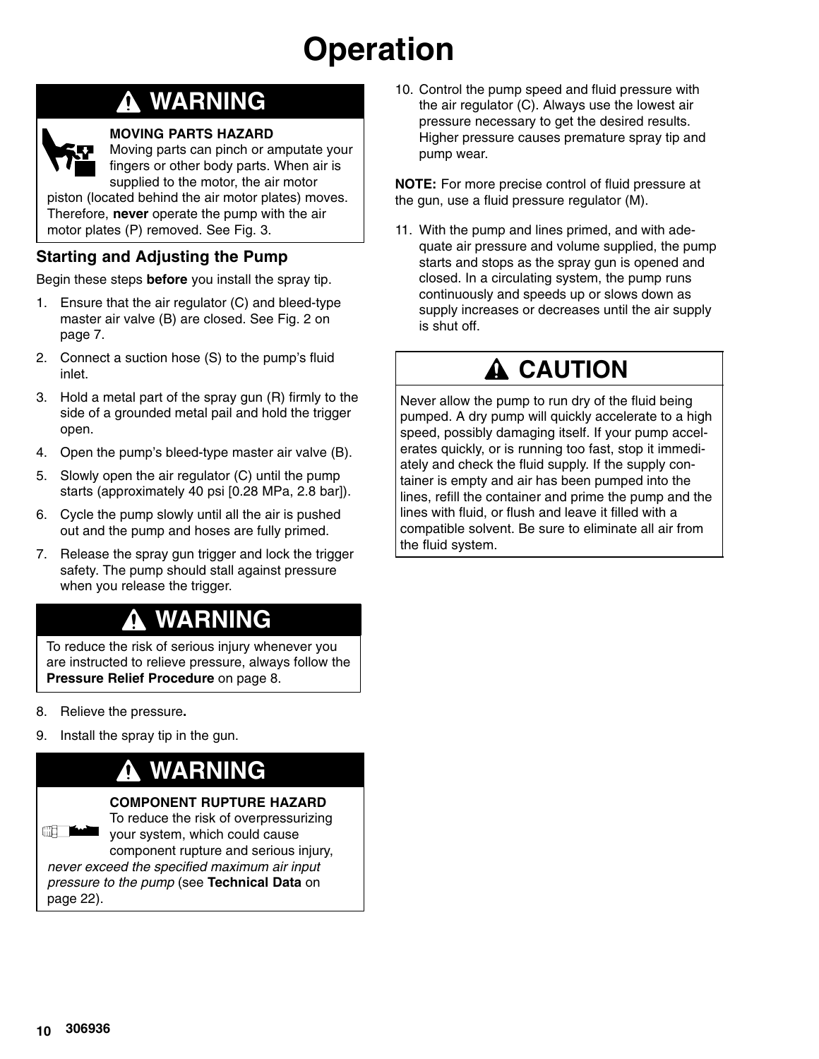# Operation

### ⚠ WARNING

**MOVING PARTS HAZARD**
Moving parts can pinch or amputate your fingers or other body parts. When air is supplied to the motor, the air motor piston (located behind the air motor plates) moves. Therefore, **never** operate the pump with the air motor plates (P) removed. See Fig. 3.

## Starting and Adjusting the Pump

Begin these steps **before** you install the spray tip.

1. Ensure that the air regulator (C) and bleed-type master air valve (B) are closed. See Fig. 2 on page 7.
2. Connect a suction hose (S) to the pump's fluid inlet.
3. Hold a metal part of the spray gun (R) firmly to the side of a grounded metal pail and hold the trigger open.
4. Open the pump's bleed-type master air valve (B).
5. Slowly open the air regulator (C) until the pump starts (approximately 40 psi [0.28 MPa, 2.8 bar]).
6. Cycle the pump slowly until all the air is pushed out and the pump and hoses are fully primed.
7. Release the spray gun trigger and lock the trigger safety. The pump should stall against pressure when you release the trigger.

### ⚠ WARNING

To reduce the risk of serious injury whenever you are instructed to relieve pressure, always follow the **Pressure Relief Procedure** on page 8.

8. Relieve the pressure**.**
9. Install the spray tip in the gun.

### ⚠ WARNING

**COMPONENT RUPTURE HAZARD**
To reduce the risk of overpressurizing your system, which could cause component rupture and serious injury, *never exceed the specified maximum air input pressure to the pump* (see **Technical Data** on page 22).

10. Control the pump speed and fluid pressure with the air regulator (C). Always use the lowest air pressure necessary to get the desired results. Higher pressure causes premature spray tip and pump wear.

**NOTE:** For more precise control of fluid pressure at the gun, use a fluid pressure regulator (M).

11. With the pump and lines primed, and with adequate air pressure and volume supplied, the pump starts and stops as the spray gun is opened and closed. In a circulating system, the pump runs continuously and speeds up or slows down as supply increases or decreases until the air supply is shut off.

### ⚠ CAUTION

Never allow the pump to run dry of the fluid being pumped. A dry pump will quickly accelerate to a high speed, possibly damaging itself. If your pump accelerates quickly, or is running too fast, stop it immediately and check the fluid supply. If the supply container is empty and air has been pumped into the lines, refill the container and prime the pump and the lines with fluid, or flush and leave it filled with a compatible solvent. Be sure to eliminate all air from the fluid system.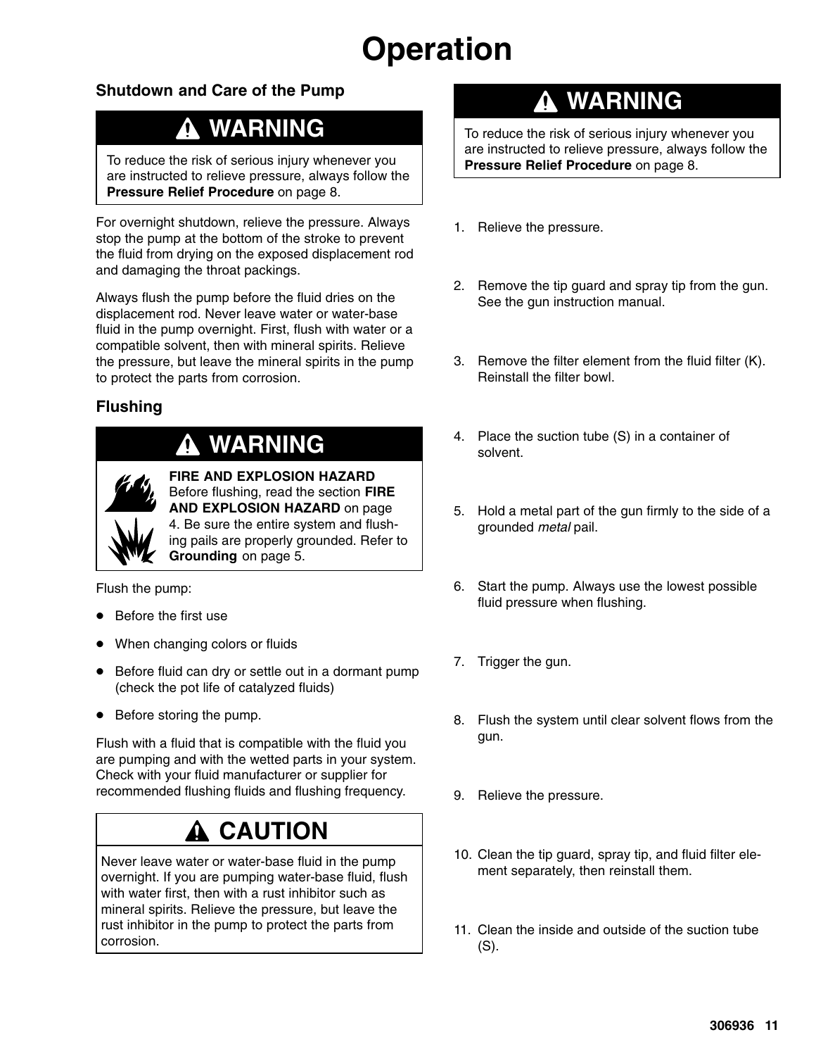# Operation

## Shutdown and Care of the Pump

**⚠ WARNING**

To reduce the risk of serious injury whenever you are instructed to relieve pressure, always follow the **Pressure Relief Procedure** on page 8.

For overnight shutdown, relieve the pressure. Always stop the pump at the bottom of the stroke to prevent the fluid from drying on the exposed displacement rod and damaging the throat packings.

Always flush the pump before the fluid dries on the displacement rod. Never leave water or water-base fluid in the pump overnight. First, flush with water or a compatible solvent, then with mineral spirits. Relieve the pressure, but leave the mineral spirits in the pump to protect the parts from corrosion.

## Flushing

**⚠ WARNING**

**FIRE AND EXPLOSION HAZARD**
Before flushing, read the section **FIRE AND EXPLOSION HAZARD** on page 4. Be sure the entire system and flushing pails are properly grounded. Refer to **Grounding** on page 5.

Flush the pump:

- Before the first use
- When changing colors or fluids
- Before fluid can dry or settle out in a dormant pump (check the pot life of catalyzed fluids)
- Before storing the pump.

Flush with a fluid that is compatible with the fluid you are pumping and with the wetted parts in your system. Check with your fluid manufacturer or supplier for recommended flushing fluids and flushing frequency.

**⚠ CAUTION**

Never leave water or water-base fluid in the pump overnight. If you are pumping water-base fluid, flush with water first, then with a rust inhibitor such as mineral spirits. Relieve the pressure, but leave the rust inhibitor in the pump to protect the parts from corrosion.

**⚠ WARNING**

To reduce the risk of serious injury whenever you are instructed to relieve pressure, always follow the **Pressure Relief Procedure** on page 8.

1. Relieve the pressure.
2. Remove the tip guard and spray tip from the gun. See the gun instruction manual.
3. Remove the filter element from the fluid filter (K). Reinstall the filter bowl.
4. Place the suction tube (S) in a container of solvent.
5. Hold a metal part of the gun firmly to the side of a grounded *metal* pail.
6. Start the pump. Always use the lowest possible fluid pressure when flushing.
7. Trigger the gun.
8. Flush the system until clear solvent flows from the gun.
9. Relieve the pressure.
10. Clean the tip guard, spray tip, and fluid filter element separately, then reinstall them.
11. Clean the inside and outside of the suction tube (S).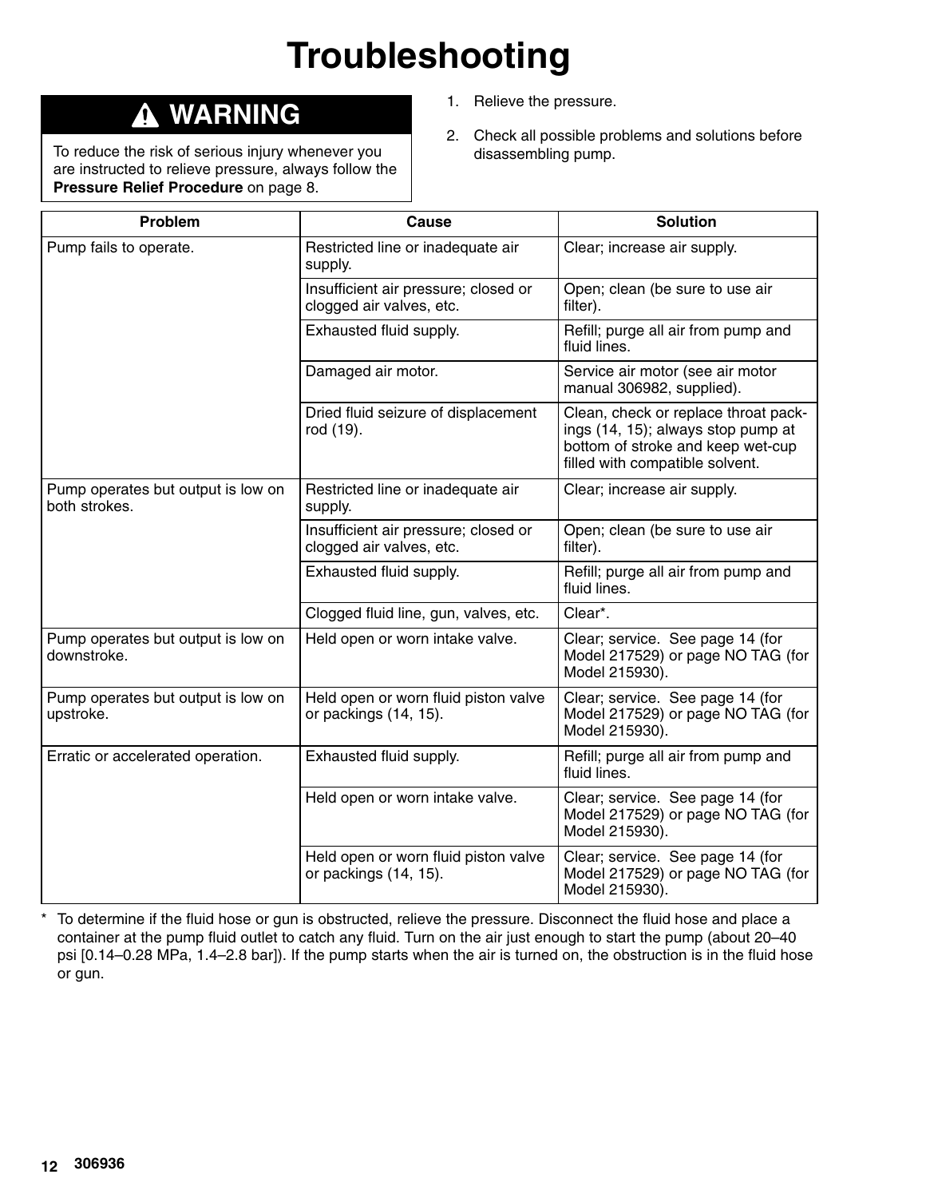# Troubleshooting

> ⚠ **WARNING**
>
> To reduce the risk of serious injury whenever you are instructed to relieve pressure, always follow the **Pressure Relief Procedure** on page 8.

1. Relieve the pressure.
2. Check all possible problems and solutions before disassembling pump.

| Problem | Cause | Solution |
|---|---|---|
| Pump fails to operate. | Restricted line or inadequate air supply. | Clear; increase air supply. |
| | Insufficient air pressure; closed or clogged air valves, etc. | Open; clean (be sure to use air filter). |
| | Exhausted fluid supply. | Refill; purge all air from pump and fluid lines. |
| | Damaged air motor. | Service air motor (see air motor manual 306982, supplied). |
| | Dried fluid seizure of displacement rod (19). | Clean, check or replace throat packings (14, 15); always stop pump at bottom of stroke and keep wet-cup filled with compatible solvent. |
| Pump operates but output is low on both strokes. | Restricted line or inadequate air supply. | Clear; increase air supply. |
| | Insufficient air pressure; closed or clogged air valves, etc. | Open; clean (be sure to use air filter). |
| | Exhausted fluid supply. | Refill; purge all air from pump and fluid lines. |
| | Clogged fluid line, gun, valves, etc. | Clear*. |
| Pump operates but output is low on downstroke. | Held open or worn intake valve. | Clear; service. See page 14 (for Model 217529) or page NO TAG (for Model 215930). |
| Pump operates but output is low on upstroke. | Held open or worn fluid piston valve or packings (14, 15). | Clear; service. See page 14 (for Model 217529) or page NO TAG (for Model 215930). |
| Erratic or accelerated operation. | Exhausted fluid supply. | Refill; purge all air from pump and fluid lines. |
| | Held open or worn intake valve. | Clear; service. See page 14 (for Model 217529) or page NO TAG (for Model 215930). |
| | Held open or worn fluid piston valve or packings (14, 15). | Clear; service. See page 14 (for Model 217529) or page NO TAG (for Model 215930). |

\* To determine if the fluid hose or gun is obstructed, relieve the pressure. Disconnect the fluid hose and place a container at the pump fluid outlet to catch any fluid. Turn on the air just enough to start the pump (about 20–40 psi [0.14–0.28 MPa, 1.4–2.8 bar]). If the pump starts when the air is turned on, the obstruction is in the fluid hose or gun.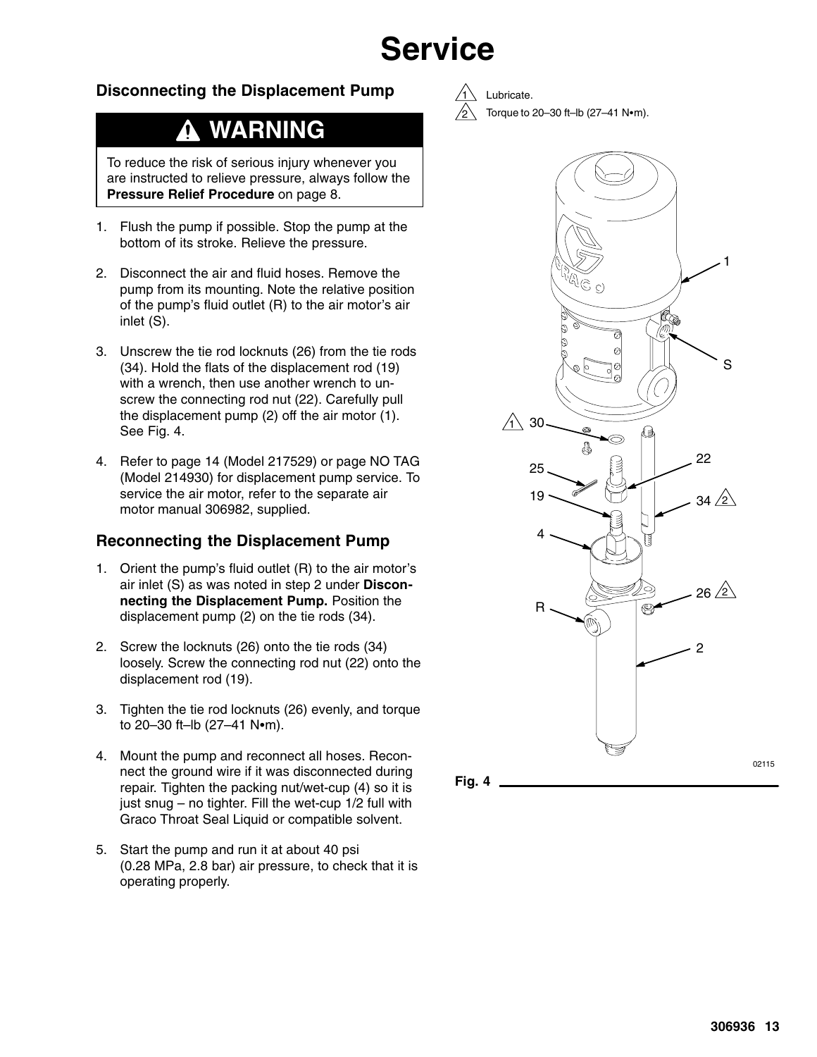# Service

## Disconnecting the Displacement Pump

> **⚠ WARNING**
>
> To reduce the risk of serious injury whenever you are instructed to relieve pressure, always follow the **Pressure Relief Procedure** on page 8.

1. Flush the pump if possible. Stop the pump at the bottom of its stroke. Relieve the pressure.
2. Disconnect the air and fluid hoses. Remove the pump from its mounting. Note the relative position of the pump's fluid outlet (R) to the air motor's air inlet (S).
3. Unscrew the tie rod locknuts (26) from the tie rods (34). Hold the flats of the displacement rod (19) with a wrench, then use another wrench to unscrew the connecting rod nut (22). Carefully pull the displacement pump (2) off the air motor (1). See Fig. 4.
4. Refer to page 14 (Model 217529) or page NO TAG (Model 214930) for displacement pump service. To service the air motor, refer to the separate air motor manual 306982, supplied.

## Reconnecting the Displacement Pump

1. Orient the pump's fluid outlet (R) to the air motor's air inlet (S) as was noted in step 2 under **Disconnecting the Displacement Pump.** Position the displacement pump (2) on the tie rods (34).
2. Screw the locknuts (26) onto the tie rods (34) loosely. Screw the connecting rod nut (22) onto the displacement rod (19).
3. Tighten the tie rod locknuts (26) evenly, and torque to 20–30 ft–lb (27–41 N•m).
4. Mount the pump and reconnect all hoses. Reconnect the ground wire if it was disconnected during repair. Tighten the packing nut/wet-cup (4) so it is just snug – no tighter. Fill the wet-cup 1/2 full with Graco Throat Seal Liquid or compatible solvent.
5. Start the pump and run it at about 40 psi (0.28 MPa, 2.8 bar) air pressure, to check that it is operating properly.

1 Lubricate.

2 Torque to 20–30 ft–lb (27–41 N•m).

1, S, 30 (1), 22, 25, 19, 34 (2), 4, 26 (2), R, 2

02115

**Fig. 4**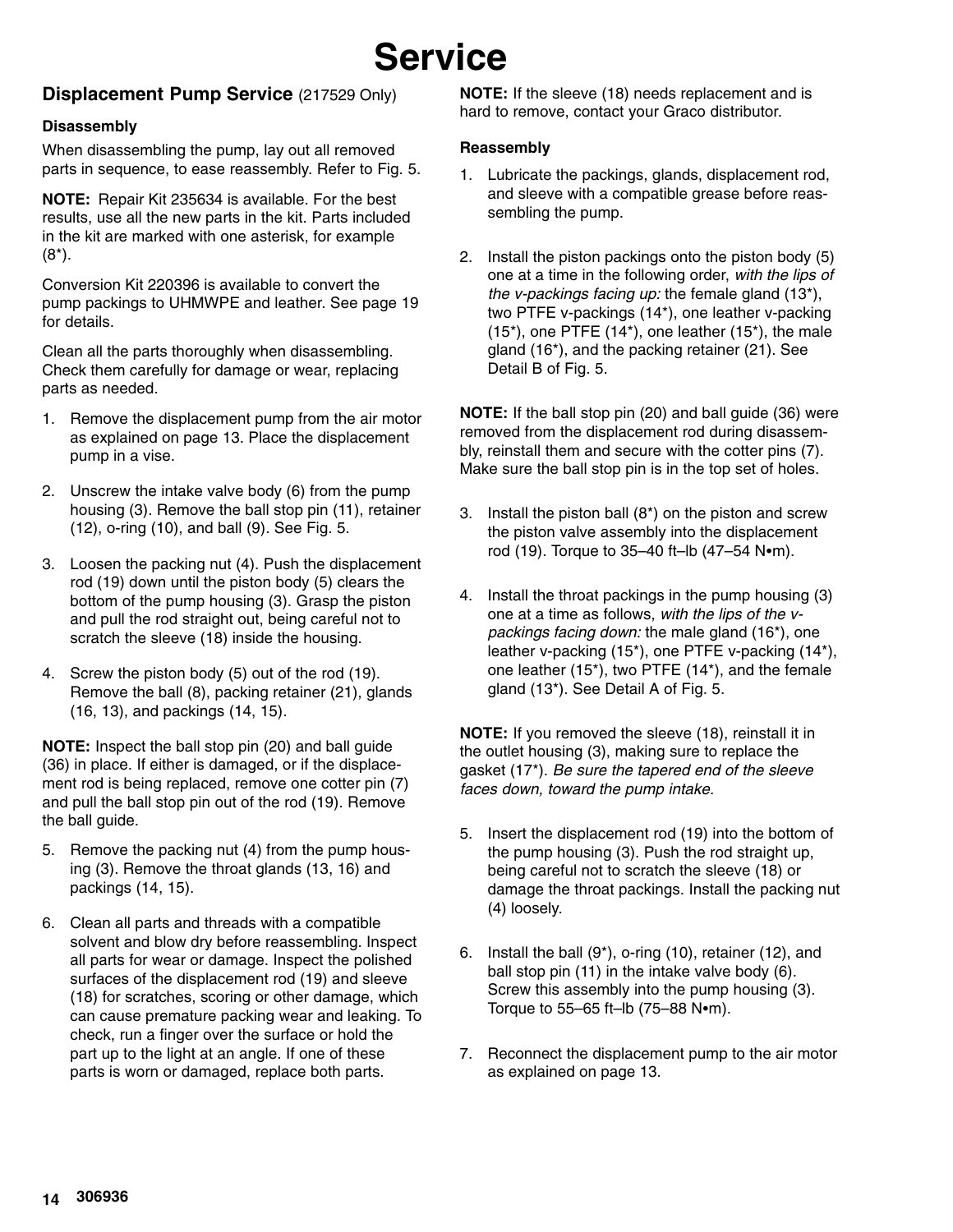# Service

## Displacement Pump Service (217529 Only)

### Disassembly

When disassembling the pump, lay out all removed parts in sequence, to ease reassembly. Refer to Fig. 5.

**NOTE:** Repair Kit 235634 is available. For the best results, use all the new parts in the kit. Parts included in the kit are marked with one asterisk, for example (8*).

Conversion Kit 220396 is available to convert the pump packings to UHMWPE and leather. See page 19 for details.

Clean all the parts thoroughly when disassembling. Check them carefully for damage or wear, replacing parts as needed.

1. Remove the displacement pump from the air motor as explained on page 13. Place the displacement pump in a vise.
2. Unscrew the intake valve body (6) from the pump housing (3). Remove the ball stop pin (11), retainer (12), o-ring (10), and ball (9). See Fig. 5.
3. Loosen the packing nut (4). Push the displacement rod (19) down until the piston body (5) clears the bottom of the pump housing (3). Grasp the piston and pull the rod straight out, being careful not to scratch the sleeve (18) inside the housing.
4. Screw the piston body (5) out of the rod (19). Remove the ball (8), packing retainer (21), glands (16, 13), and packings (14, 15).

**NOTE:** Inspect the ball stop pin (20) and ball guide (36) in place. If either is damaged, or if the displacement rod is being replaced, remove one cotter pin (7) and pull the ball stop pin out of the rod (19). Remove the ball guide.

5. Remove the packing nut (4) from the pump housing (3). Remove the throat glands (13, 16) and packings (14, 15).
6. Clean all parts and threads with a compatible solvent and blow dry before reassembling. Inspect all parts for wear or damage. Inspect the polished surfaces of the displacement rod (19) and sleeve (18) for scratches, scoring or other damage, which can cause premature packing wear and leaking. To check, run a finger over the surface or hold the part up to the light at an angle. If one of these parts is worn or damaged, replace both parts.

**NOTE:** If the sleeve (18) needs replacement and is hard to remove, contact your Graco distributor.

### Reassembly

1. Lubricate the packings, glands, displacement rod, and sleeve with a compatible grease before reassembling the pump.
2. Install the piston packings onto the piston body (5) one at a time in the following order, *with the lips of the v-packings facing up:* the female gland (13*), two PTFE v-packings (14*), one leather v-packing (15*), one PTFE (14*), one leather (15*), the male gland (16*), and the packing retainer (21). See Detail B of Fig. 5.

**NOTE:** If the ball stop pin (20) and ball guide (36) were removed from the displacement rod during disassembly, reinstall them and secure with the cotter pins (7). Make sure the ball stop pin is in the top set of holes.

3. Install the piston ball (8*) on the piston and screw the piston valve assembly into the displacement rod (19). Torque to 35–40 ft–lb (47–54 N•m).
4. Install the throat packings in the pump housing (3) one at a time as follows, *with the lips of the v-packings facing down:* the male gland (16*), one leather v-packing (15*), one PTFE v-packing (14*), one leather (15*), two PTFE (14*), and the female gland (13*). See Detail A of Fig. 5.

**NOTE:** If you removed the sleeve (18), reinstall it in the outlet housing (3), making sure to replace the gasket (17*). *Be sure the tapered end of the sleeve faces down, toward the pump intake.*

5. Insert the displacement rod (19) into the bottom of the pump housing (3). Push the rod straight up, being careful not to scratch the sleeve (18) or damage the throat packings. Install the packing nut (4) loosely.
6. Install the ball (9*), o-ring (10), retainer (12), and ball stop pin (11) in the intake valve body (6). Screw this assembly into the pump housing (3). Torque to 55–65 ft–lb (75–88 N•m).
7. Reconnect the displacement pump to the air motor as explained on page 13.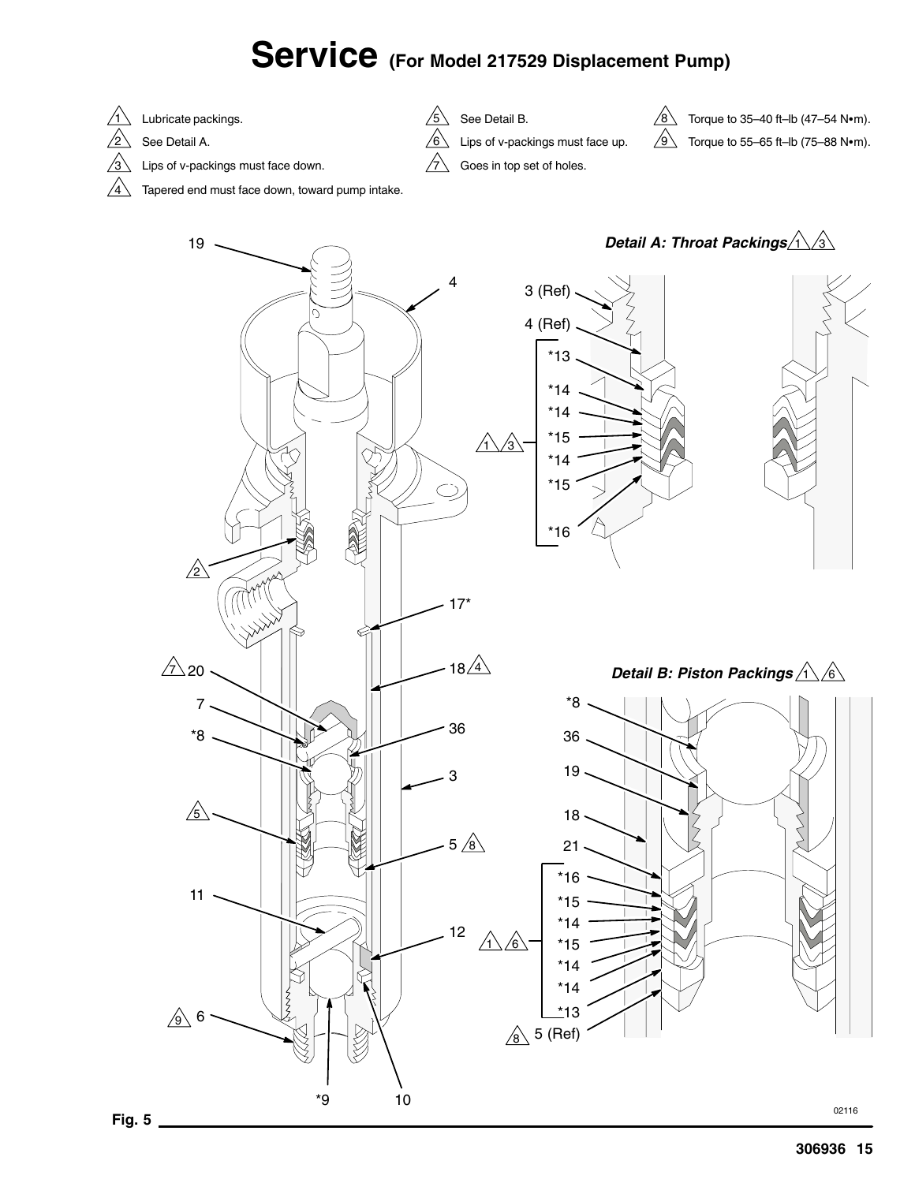# Service (For Model 217529 Displacement Pump)

1. Lubricate packings.
2. See Detail A.
3. Lips of v-packings must face down.
4. Tapered end must face down, toward pump intake.
5. See Detail B.
6. Lips of v-packings must face up.
7. Goes in top set of holes.
8. Torque to 35–40 ft–lb (47–54 N•m).
9. Torque to 55–65 ft–lb (75–88 N•m).

**Detail A: Throat Packings** 1 3

**Detail B: Piston Packings** 1 6

Fig. 5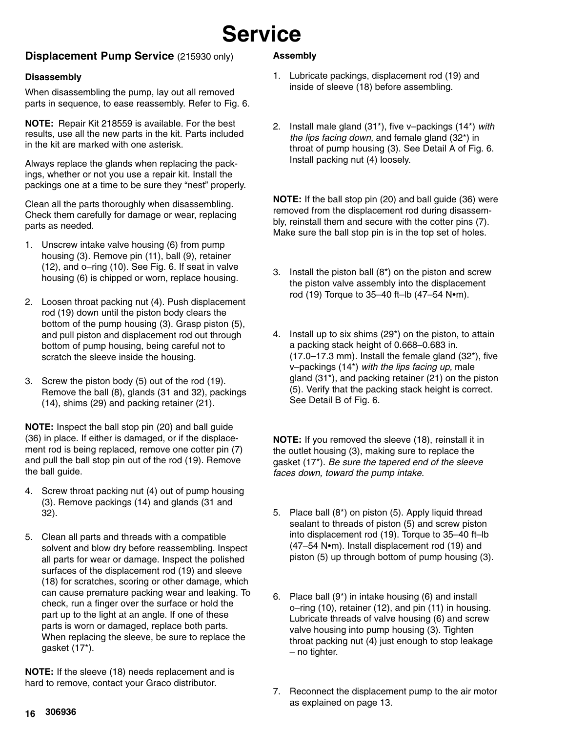# Service

## Displacement Pump Service (215930 only)

### Disassembly

When disassembling the pump, lay out all removed parts in sequence, to ease reassembly. Refer to Fig. 6.

**NOTE:** Repair Kit 218559 is available. For the best results, use all the new parts in the kit. Parts included in the kit are marked with one asterisk.

Always replace the glands when replacing the packings, whether or not you use a repair kit. Install the packings one at a time to be sure they "nest" properly.

Clean all the parts thoroughly when disassembling. Check them carefully for damage or wear, replacing parts as needed.

1. Unscrew intake valve housing (6) from pump housing (3). Remove pin (11), ball (9), retainer (12), and o–ring (10). See Fig. 6. If seat in valve housing (6) is chipped or worn, replace housing.
2. Loosen throat packing nut (4). Push displacement rod (19) down until the piston body clears the bottom of the pump housing (3). Grasp piston (5), and pull piston and displacement rod out through bottom of pump housing, being careful not to scratch the sleeve inside the housing.
3. Screw the piston body (5) out of the rod (19). Remove the ball (8), glands (31 and 32), packings (14), shims (29) and packing retainer (21).

**NOTE:** Inspect the ball stop pin (20) and ball guide (36) in place. If either is damaged, or if the displacement rod is being replaced, remove one cotter pin (7) and pull the ball stop pin out of the rod (19). Remove the ball guide.

4. Screw throat packing nut (4) out of pump housing (3). Remove packings (14) and glands (31 and 32).
5. Clean all parts and threads with a compatible solvent and blow dry before reassembling. Inspect all parts for wear or damage. Inspect the polished surfaces of the displacement rod (19) and sleeve (18) for scratches, scoring or other damage, which can cause premature packing wear and leaking. To check, run a finger over the surface or hold the part up to the light at an angle. If one of these parts is worn or damaged, replace both parts. When replacing the sleeve, be sure to replace the gasket (17*).

**NOTE:** If the sleeve (18) needs replacement and is hard to remove, contact your Graco distributor.

### Assembly

1. Lubricate packings, displacement rod (19) and inside of sleeve (18) before assembling.
2. Install male gland (31*), five v–packings (14*) *with the lips facing down,* and female gland (32*) in throat of pump housing (3). See Detail A of Fig. 6. Install packing nut (4) loosely.

**NOTE:** If the ball stop pin (20) and ball guide (36) were removed from the displacement rod during disassembly, reinstall them and secure with the cotter pins (7). Make sure the ball stop pin is in the top set of holes.

3. Install the piston ball (8*) on the piston and screw the piston valve assembly into the displacement rod (19) Torque to 35–40 ft–lb (47–54 N•m).
4. Install up to six shims (29*) on the piston, to attain a packing stack height of 0.668–0.683 in. (17.0–17.3 mm). Install the female gland (32*), five v–packings (14*) *with the lips facing up,* male gland (31*), and packing retainer (21) on the piston (5). Verify that the packing stack height is correct. See Detail B of Fig. 6.

**NOTE:** If you removed the sleeve (18), reinstall it in the outlet housing (3), making sure to replace the gasket (17*). *Be sure the tapered end of the sleeve faces down, toward the pump intake.*

5. Place ball (8*) on piston (5). Apply liquid thread sealant to threads of piston (5) and screw piston into displacement rod (19). Torque to 35–40 ft–lb (47–54 N•m). Install displacement rod (19) and piston (5) up through bottom of pump housing (3).
6. Place ball (9*) in intake housing (6) and install o–ring (10), retainer (12), and pin (11) in housing. Lubricate threads of valve housing (6) and screw valve housing into pump housing (3). Tighten throat packing nut (4) just enough to stop leakage – no tighter.
7. Reconnect the displacement pump to the air motor as explained on page 13.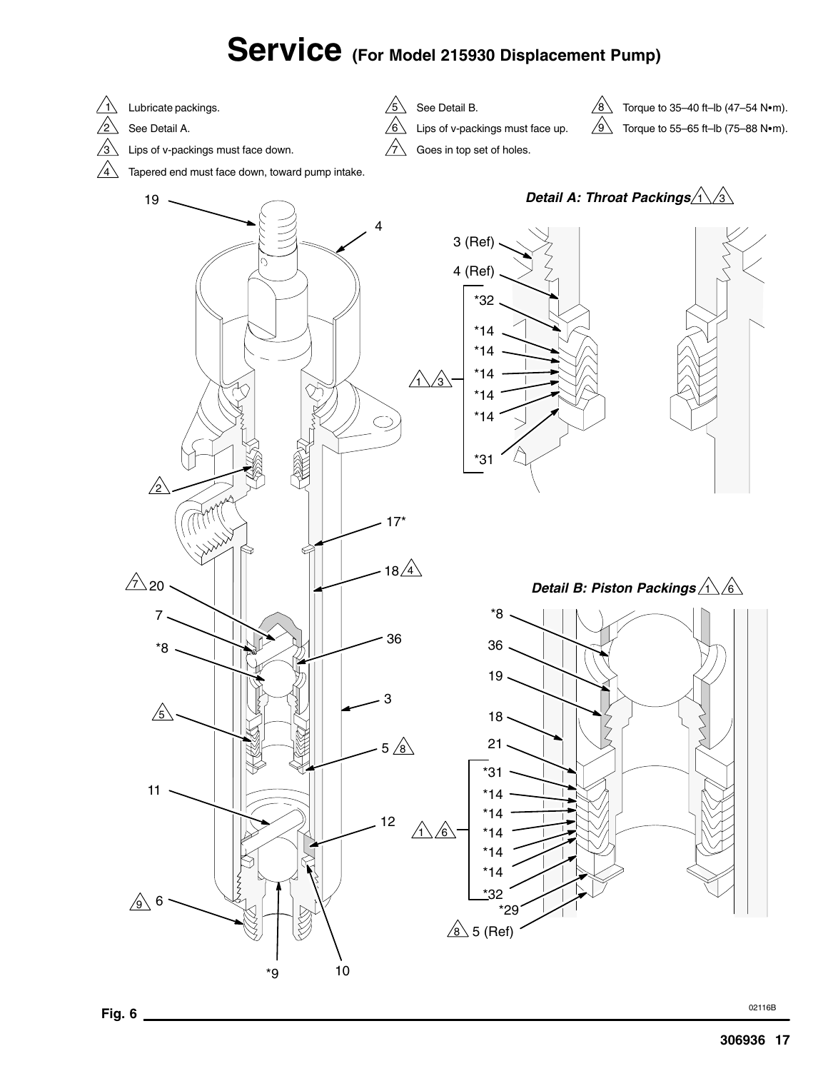# Service (For Model 215930 Displacement Pump)

1. Lubricate packings.
2. See Detail A.
3. Lips of v-packings must face down.
4. Tapered end must face down, toward pump intake.
5. See Detail B.
6. Lips of v-packings must face up.
7. Goes in top set of holes.
8. Torque to 35–40 ft–lb (47–54 N•m).
9. Torque to 55–65 ft–lb (75–88 N•m).

*Detail A: Throat Packings* 1 3

*Detail B: Piston Packings* 1 6

Fig. 6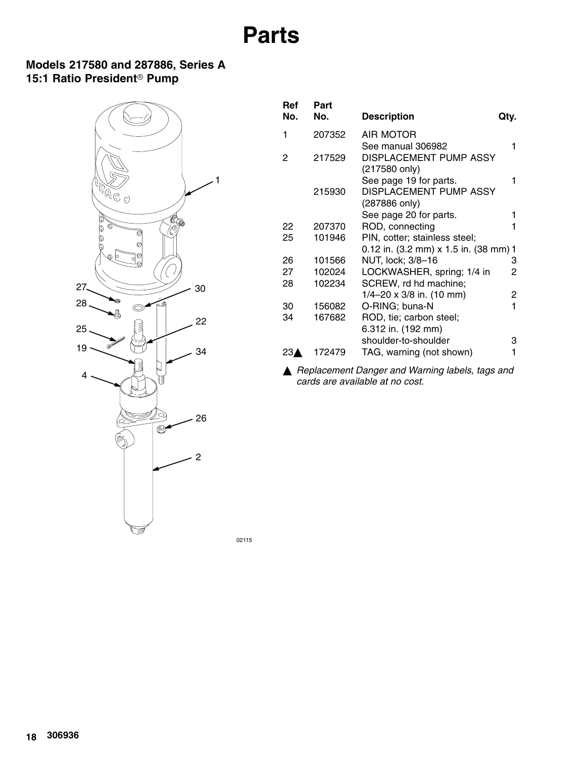# Parts

## Models 217580 and 287886, Series A
## 15:1 Ratio President® Pump

02115

| Ref No. | Part No. | Description | Qty. |
| --- | --- | --- | --- |
| 1 | 207352 | AIR MOTOR<br>See manual 306982 | 1 |
| 2 | 217529 | DISPLACEMENT PUMP ASSY<br>(217580 only)<br>See page 19 for parts. | 1 |
| | 215930 | DISPLACEMENT PUMP ASSY<br>(287886 only)<br>See page 20 for parts. | 1 |
| 22 | 207370 | ROD, connecting | 1 |
| 25 | 101946 | PIN, cotter; stainless steel;<br>0.12 in. (3.2 mm) x 1.5 in. (38 mm) | 1 |
| 26 | 101566 | NUT, lock; 3/8–16 | 3 |
| 27 | 102024 | LOCKWASHER, spring; 1/4 in | 2 |
| 28 | 102234 | SCREW, rd hd machine;<br>1/4–20 x 3/8 in. (10 mm) | 2 |
| 30 | 156082 | O-RING; buna-N | 1 |
| 34 | 167682 | ROD, tie; carbon steel;<br>6.312 in. (192 mm)<br>shoulder-to-shoulder | 3 |
| 23▲ | 172479 | TAG, warning (not shown) | 1 |

▲ *Replacement Danger and Warning labels, tags and cards are available at no cost.*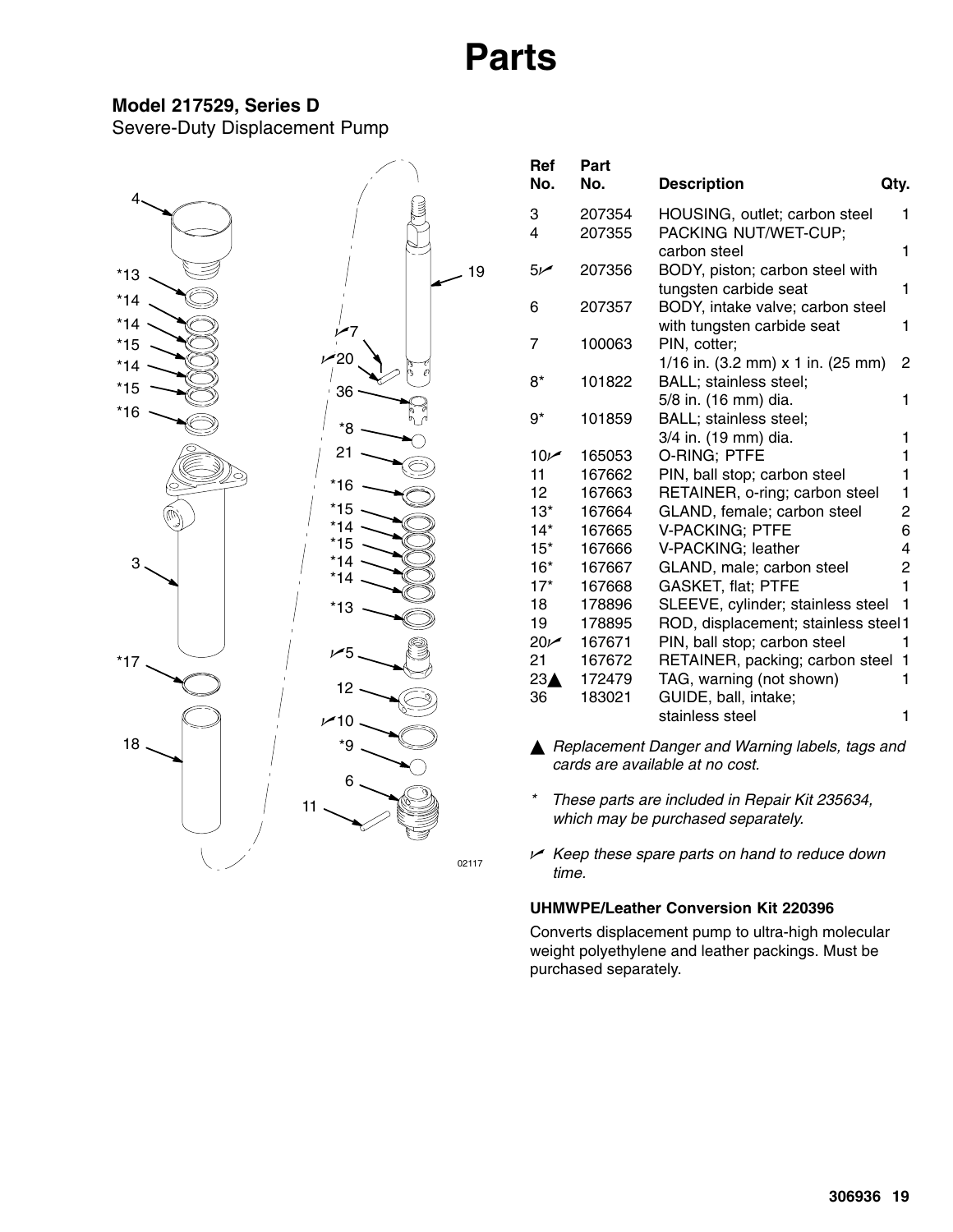# Parts

### Model 217529, Series D

Severe-Duty Displacement Pump

| Ref No. | Part No. | Description | Qty. |
|---|---|---|---|
| 3 | 207354 | HOUSING, outlet; carbon steel | 1 |
| 4 | 207355 | PACKING NUT/WET-CUP; carbon steel | 1 |
| 5✓ | 207356 | BODY, piston; carbon steel with tungsten carbide seat | 1 |
| 6 | 207357 | BODY, intake valve; carbon steel with tungsten carbide seat | 1 |
| 7 | 100063 | PIN, cotter; 1/16 in. (3.2 mm) x 1 in. (25 mm) | 2 |
| 8* | 101822 | BALL; stainless steel; 5/8 in. (16 mm) dia. | 1 |
| 9* | 101859 | BALL; stainless steel; 3/4 in. (19 mm) dia. | 1 |
| 10✓ | 165053 | O-RING; PTFE | 1 |
| 11 | 167662 | PIN, ball stop; carbon steel | 1 |
| 12 | 167663 | RETAINER, o-ring; carbon steel | 1 |
| 13* | 167664 | GLAND, female; carbon steel | 2 |
| 14* | 167665 | V-PACKING; PTFE | 6 |
| 15* | 167666 | V-PACKING; leather | 4 |
| 16* | 167667 | GLAND, male; carbon steel | 2 |
| 17* | 167668 | GASKET, flat; PTFE | 1 |
| 18 | 178896 | SLEEVE, cylinder; stainless steel | 1 |
| 19 | 178895 | ROD, displacement; stainless steel | 1 |
| 20✓ | 167671 | PIN, ball stop; carbon steel | 1 |
| 21 | 167672 | RETAINER, packing; carbon steel | 1 |
| 23▲ | 172479 | TAG, warning (not shown) | 1 |
| 36 | 183021 | GUIDE, ball, intake; stainless steel | 1 |

▲ *Replacement Danger and Warning labels, tags and cards are available at no cost.*

\* *These parts are included in Repair Kit 235634, which may be purchased separately.*

✓ *Keep these spare parts on hand to reduce down time.*

#### UHMWPE/Leather Conversion Kit 220396

Converts displacement pump to ultra-high molecular weight polyethylene and leather packings. Must be purchased separately.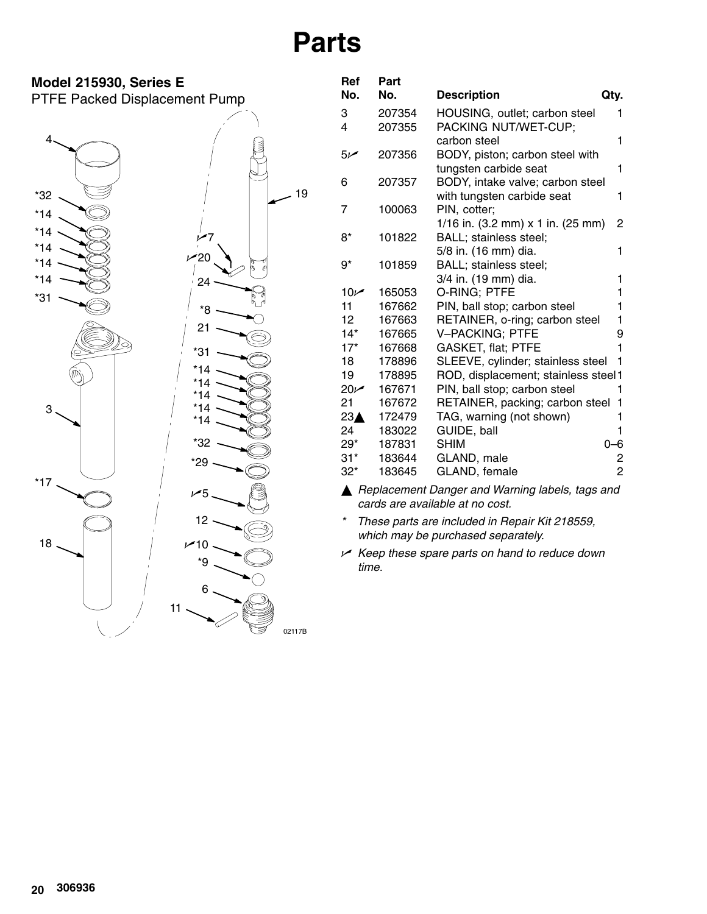# Parts

## Model 215930, Series E

PTFE Packed Displacement Pump

| Ref No. | Part No. | Description | Qty. |
|---|---|---|---|
| 3 | 207354 | HOUSING, outlet; carbon steel | 1 |
| 4 | 207355 | PACKING NUT/WET-CUP; carbon steel | 1 |
| 5✓ | 207356 | BODY, piston; carbon steel with tungsten carbide seat | 1 |
| 6 | 207357 | BODY, intake valve; carbon steel with tungsten carbide seat | 1 |
| 7 | 100063 | PIN, cotter; 1/16 in. (3.2 mm) x 1 in. (25 mm) | 2 |
| 8* | 101822 | BALL; stainless steel; 5/8 in. (16 mm) dia. | 1 |
| 9* | 101859 | BALL; stainless steel; 3/4 in. (19 mm) dia. | 1 |
| 10✓ | 165053 | O-RING; PTFE | 1 |
| 11 | 167662 | PIN, ball stop; carbon steel | 1 |
| 12 | 167663 | RETAINER, o-ring; carbon steel | 1 |
| 14* | 167665 | V–PACKING; PTFE | 9 |
| 17* | 167668 | GASKET, flat; PTFE | 1 |
| 18 | 178896 | SLEEVE, cylinder; stainless steel | 1 |
| 19 | 178895 | ROD, displacement; stainless steel | 1 |
| 20✓ | 167671 | PIN, ball stop; carbon steel | 1 |
| 21 | 167672 | RETAINER, packing; carbon steel | 1 |
| 23▲ | 172479 | TAG, warning (not shown) | 1 |
| 24 | 183022 | GUIDE, ball | 1 |
| 29* | 187831 | SHIM | 0–6 |
| 31* | 183644 | GLAND, male | 2 |
| 32* | 183645 | GLAND, female | 2 |

▲ *Replacement Danger and Warning labels, tags and cards are available at no cost.*

\* *These parts are included in Repair Kit 218559, which may be purchased separately.*

✓ *Keep these spare parts on hand to reduce down time.*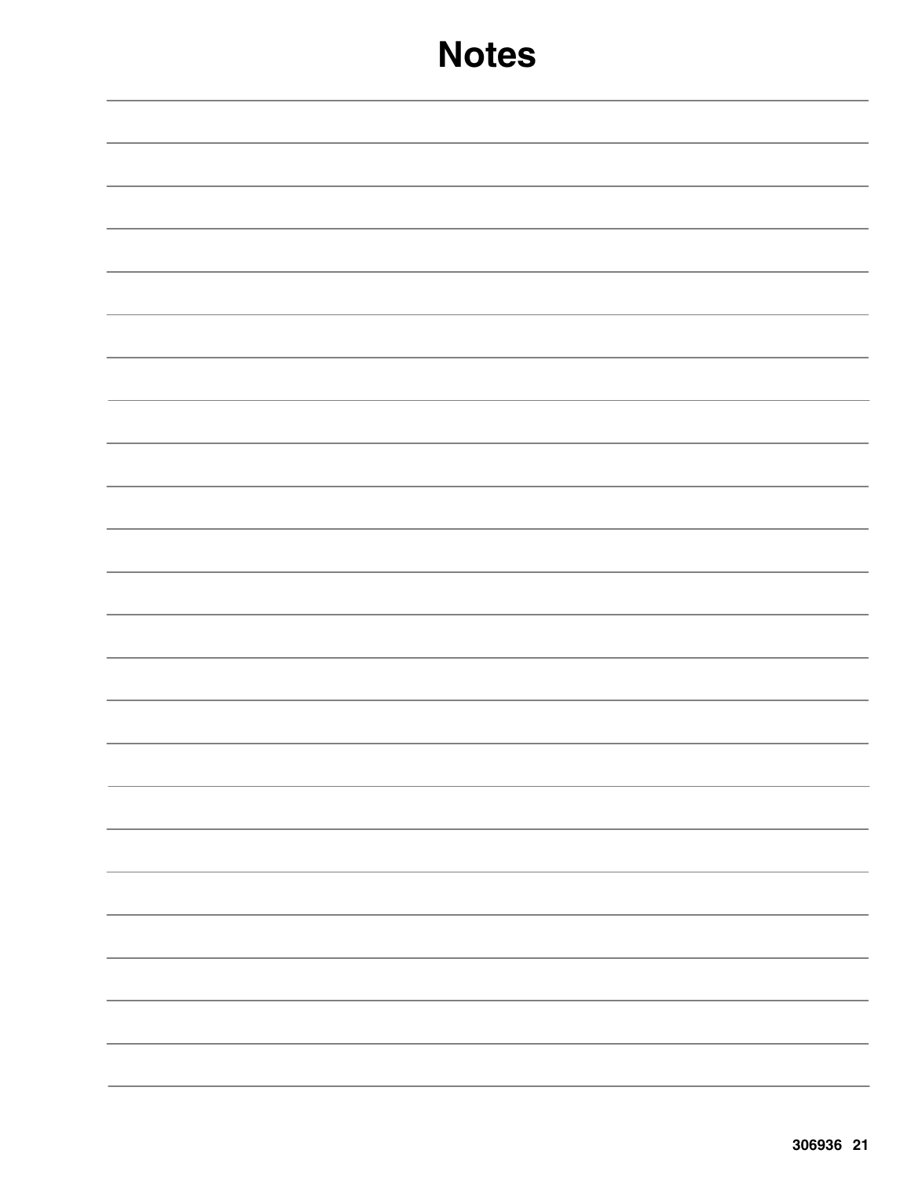# Notes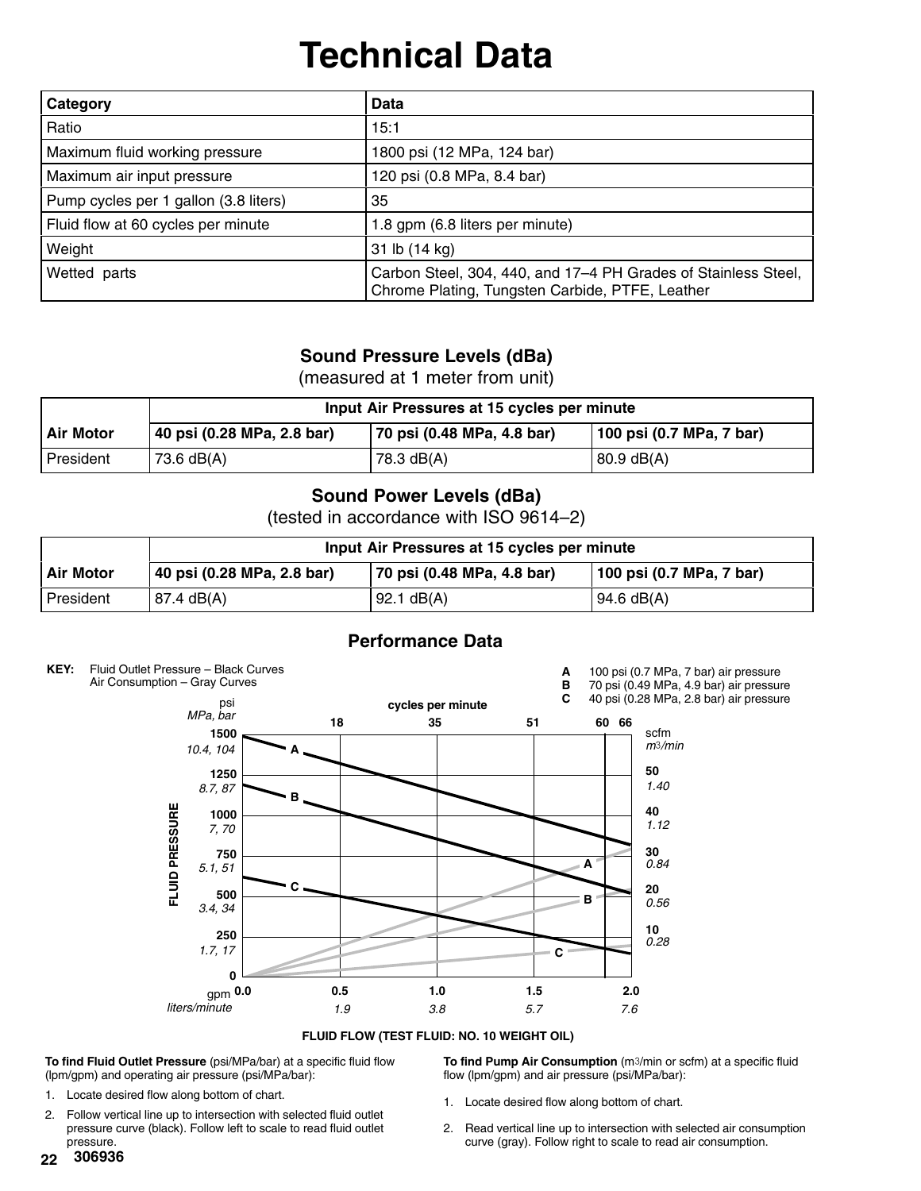# Technical Data

| Category | Data |
|---|---|
| Ratio | 15:1 |
| Maximum fluid working pressure | 1800 psi (12 MPa, 124 bar) |
| Maximum air input pressure | 120 psi (0.8 MPa, 8.4 bar) |
| Pump cycles per 1 gallon (3.8 liters) | 35 |
| Fluid flow at 60 cycles per minute | 1.8 gpm (6.8 liters per minute) |
| Weight | 31 lb (14 kg) |
| Wetted parts | Carbon Steel, 304, 440, and 17–4 PH Grades of Stainless Steel, Chrome Plating, Tungsten Carbide, PTFE, Leather |

### Sound Pressure Levels (dBa)

(measured at 1 meter from unit)

| | Input Air Pressures at 15 cycles per minute | | |
|---|---|---|---|
| **Air Motor** | **40 psi (0.28 MPa, 2.8 bar)** | **70 psi (0.48 MPa, 4.8 bar)** | **100 psi (0.7 MPa, 7 bar)** |
| President | 73.6 dB(A) | 78.3 dB(A) | 80.9 dB(A) |

### Sound Power Levels (dBa)

(tested in accordance with ISO 9614–2)

| | Input Air Pressures at 15 cycles per minute | | |
|---|---|---|---|
| **Air Motor** | **40 psi (0.28 MPa, 2.8 bar)** | **70 psi (0.48 MPa, 4.8 bar)** | **100 psi (0.7 MPa, 7 bar)** |
| President | 87.4 dB(A) | 92.1 dB(A) | 94.6 dB(A) |

### Performance Data

**KEY:** Fluid Outlet Pressure – Black Curves
Air Consumption – Gray Curves

**A** 100 psi (0.7 MPa, 7 bar) air pressure
**B** 70 psi (0.49 MPa, 4.9 bar) air pressure
**C** 40 psi (0.28 MPa, 2.8 bar) air pressure

**FLUID FLOW (TEST FLUID: NO. 10 WEIGHT OIL)**

**To find Fluid Outlet Pressure** (psi/MPa/bar) at a specific fluid flow (lpm/gpm) and operating air pressure (psi/MPa/bar):

1. Locate desired flow along bottom of chart.
2. Follow vertical line up to intersection with selected fluid outlet pressure curve (black). Follow left to scale to read fluid outlet pressure.

**To find Pump Air Consumption** (m3/min or scfm) at a specific fluid flow (lpm/gpm) and air pressure (psi/MPa/bar):

1. Locate desired flow along bottom of chart.
2. Read vertical line up to intersection with selected air consumption curve (gray). Follow right to scale to read air consumption.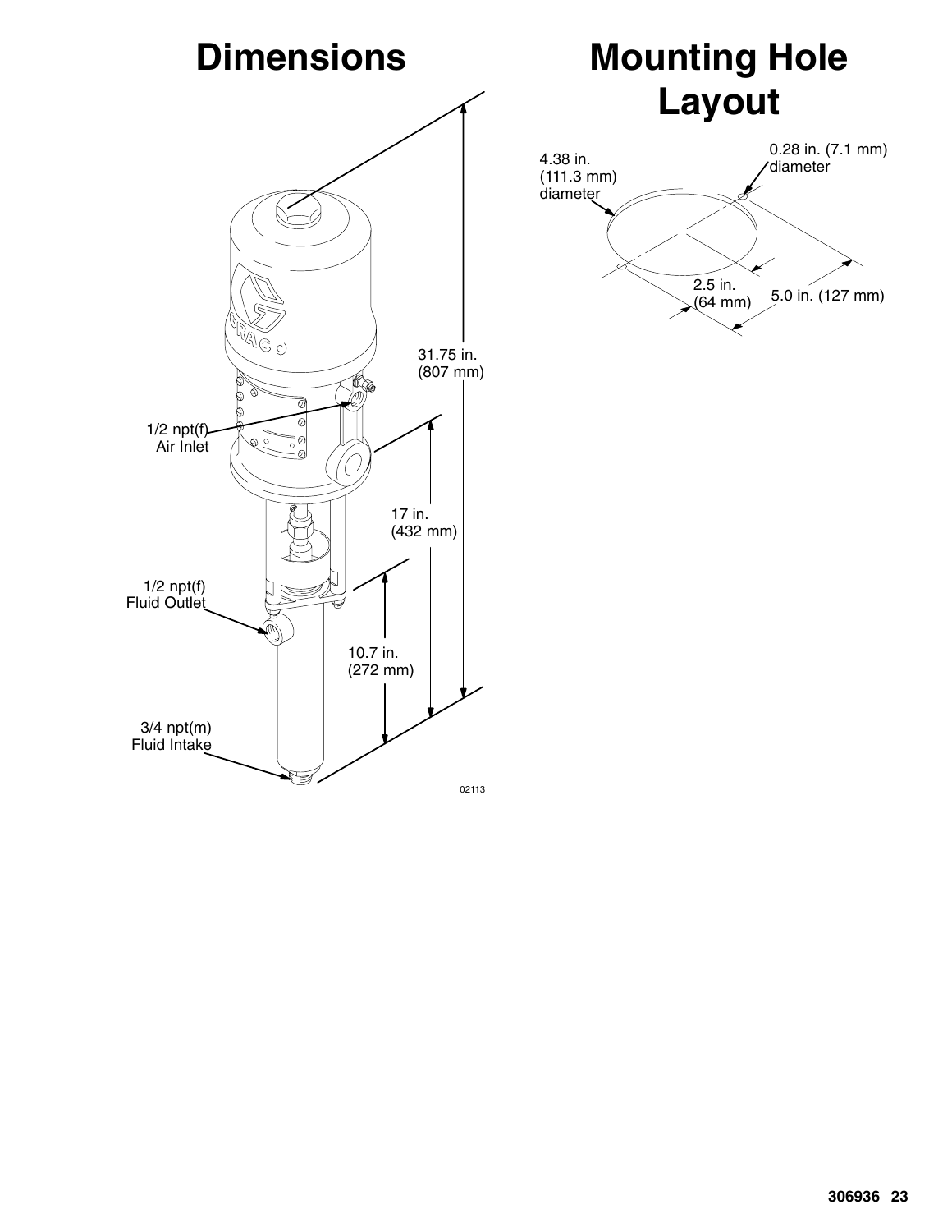# Dimensions

1/2 npt(f) Air Inlet

1/2 npt(f) Fluid Outlet

3/4 npt(m) Fluid Intake

31.75 in. (807 mm)

17 in. (432 mm)

10.7 in. (272 mm)

02113

# Mounting Hole Layout

4.38 in. (111.3 mm) diameter

0.28 in. (7.1 mm) diameter

2.5 in. (64 mm)

5.0 in. (127 mm)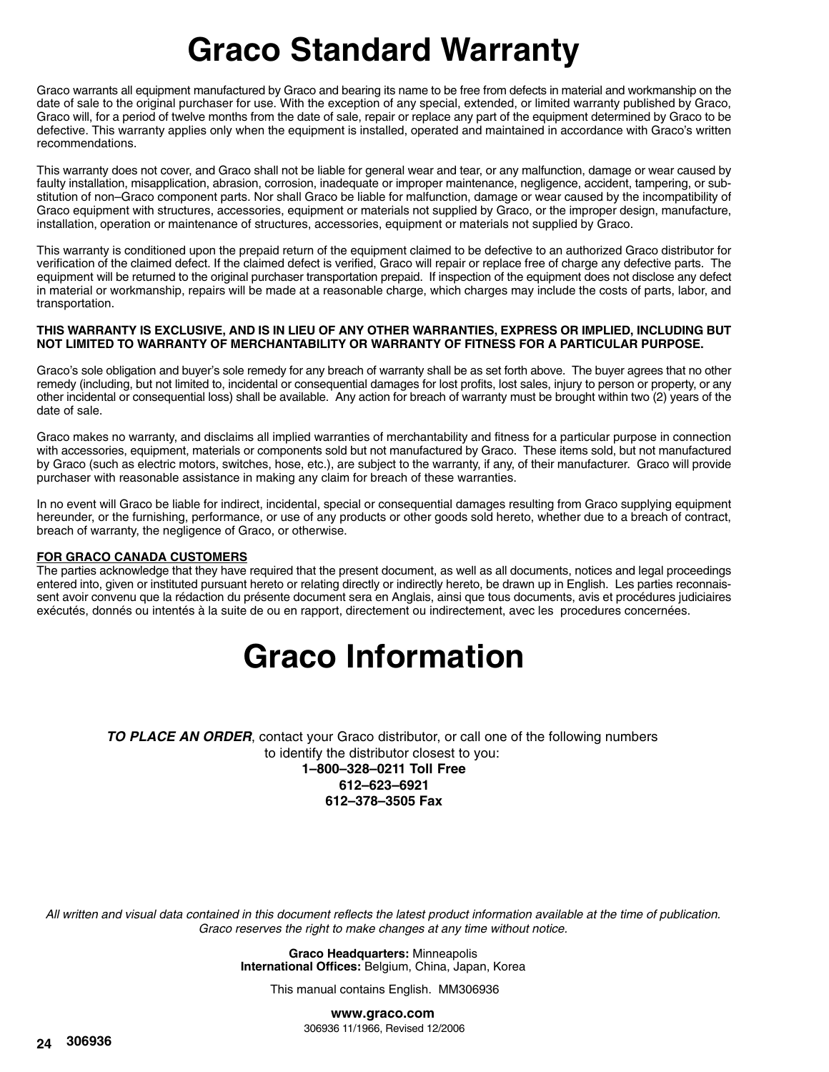# Graco Standard Warranty

Graco warrants all equipment manufactured by Graco and bearing its name to be free from defects in material and workmanship on the date of sale to the original purchaser for use. With the exception of any special, extended, or limited warranty published by Graco, Graco will, for a period of twelve months from the date of sale, repair or replace any part of the equipment determined by Graco to be defective. This warranty applies only when the equipment is installed, operated and maintained in accordance with Graco's written recommendations.

This warranty does not cover, and Graco shall not be liable for general wear and tear, or any malfunction, damage or wear caused by faulty installation, misapplication, abrasion, corrosion, inadequate or improper maintenance, negligence, accident, tampering, or substitution of non–Graco component parts. Nor shall Graco be liable for malfunction, damage or wear caused by the incompatibility of Graco equipment with structures, accessories, equipment or materials not supplied by Graco, or the improper design, manufacture, installation, operation or maintenance of structures, accessories, equipment or materials not supplied by Graco.

This warranty is conditioned upon the prepaid return of the equipment claimed to be defective to an authorized Graco distributor for verification of the claimed defect. If the claimed defect is verified, Graco will repair or replace free of charge any defective parts. The equipment will be returned to the original purchaser transportation prepaid. If inspection of the equipment does not disclose any defect in material or workmanship, repairs will be made at a reasonable charge, which charges may include the costs of parts, labor, and transportation.

**THIS WARRANTY IS EXCLUSIVE, AND IS IN LIEU OF ANY OTHER WARRANTIES, EXPRESS OR IMPLIED, INCLUDING BUT NOT LIMITED TO WARRANTY OF MERCHANTABILITY OR WARRANTY OF FITNESS FOR A PARTICULAR PURPOSE.**

Graco's sole obligation and buyer's sole remedy for any breach of warranty shall be as set forth above. The buyer agrees that no other remedy (including, but not limited to, incidental or consequential damages for lost profits, lost sales, injury to person or property, or any other incidental or consequential loss) shall be available. Any action for breach of warranty must be brought within two (2) years of the date of sale.

Graco makes no warranty, and disclaims all implied warranties of merchantability and fitness for a particular purpose in connection with accessories, equipment, materials or components sold but not manufactured by Graco. These items sold, but not manufactured by Graco (such as electric motors, switches, hose, etc.), are subject to the warranty, if any, of their manufacturer. Graco will provide purchaser with reasonable assistance in making any claim for breach of these warranties.

In no event will Graco be liable for indirect, incidental, special or consequential damages resulting from Graco supplying equipment hereunder, or the furnishing, performance, or use of any products or other goods sold hereto, whether due to a breach of contract, breach of warranty, the negligence of Graco, or otherwise.

**FOR GRACO CANADA CUSTOMERS**

The parties acknowledge that they have required that the present document, as well as all documents, notices and legal proceedings entered into, given or instituted pursuant hereto or relating directly or indirectly hereto, be drawn up in English. Les parties reconnaissent avoir convenu que la rédaction du présente document sera en Anglais, ainsi que tous documents, avis et procédures judiciaires exécutés, donnés ou intentés à la suite de ou en rapport, directement ou indirectement, avec les procedures concernées.

# Graco Information

***TO PLACE AN ORDER***, contact your Graco distributor, or call one of the following numbers to identify the distributor closest to you:

**1–800–328–0211 Toll Free**
**612–623–6921**
**612–378–3505 Fax**

*All written and visual data contained in this document reflects the latest product information available at the time of publication. Graco reserves the right to make changes at any time without notice.*

**Graco Headquarters:** Minneapolis
**International Offices:** Belgium, China, Japan, Korea

This manual contains English. MM306936

**www.graco.com**

306936 11/1966, Revised 12/2006